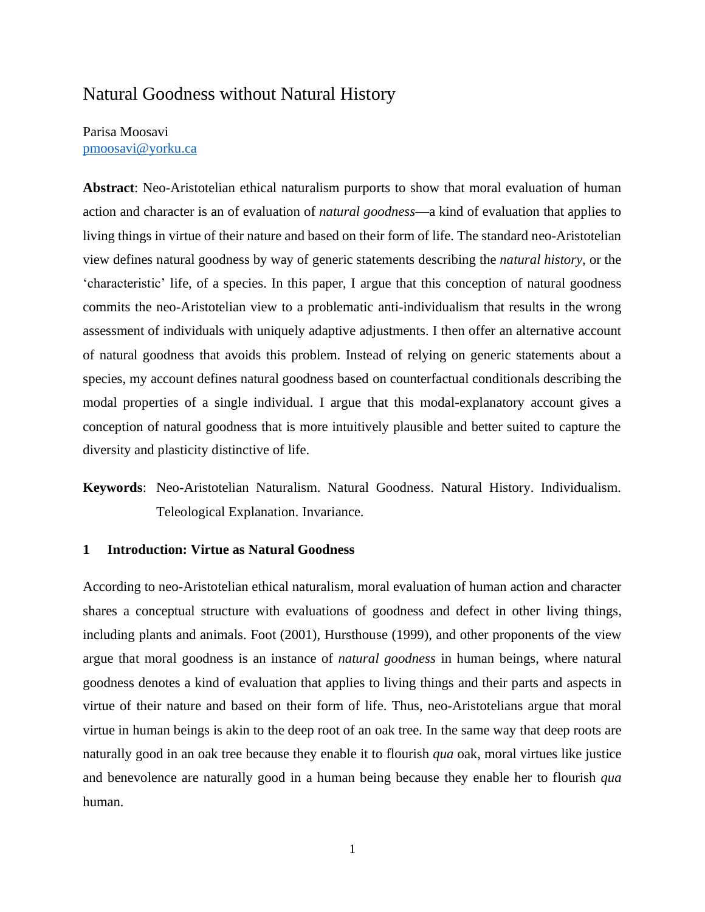# Natural Goodness without Natural History

Parisa Moosavi
pmoosavi@yorku.ca

**Abstract**: Neo-Aristotelian ethical naturalism purports to show that moral evaluation of human action and character is an of evaluation of *natural goodness*—a kind of evaluation that applies to living things in virtue of their nature and based on their form of life. The standard neo-Aristotelian view defines natural goodness by way of generic statements describing the *natural history*, or the 'characteristic' life, of a species. In this paper, I argue that this conception of natural goodness commits the neo-Aristotelian view to a problematic anti-individualism that results in the wrong assessment of individuals with uniquely adaptive adjustments. I then offer an alternative account of natural goodness that avoids this problem. Instead of relying on generic statements about a species, my account defines natural goodness based on counterfactual conditionals describing the modal properties of a single individual. I argue that this modal-explanatory account gives a conception of natural goodness that is more intuitively plausible and better suited to capture the diversity and plasticity distinctive of life.

**Keywords**: Neo-Aristotelian Naturalism. Natural Goodness. Natural History. Individualism. Teleological Explanation. Invariance.

## 1 Introduction: Virtue as Natural Goodness

According to neo-Aristotelian ethical naturalism, moral evaluation of human action and character shares a conceptual structure with evaluations of goodness and defect in other living things, including plants and animals. Foot (2001), Hursthouse (1999), and other proponents of the view argue that moral goodness is an instance of *natural goodness* in human beings, where natural goodness denotes a kind of evaluation that applies to living things and their parts and aspects in virtue of their nature and based on their form of life. Thus, neo-Aristotelians argue that moral virtue in human beings is akin to the deep root of an oak tree. In the same way that deep roots are naturally good in an oak tree because they enable it to flourish *qua* oak, moral virtues like justice and benevolence are naturally good in a human being because they enable her to flourish *qua* human.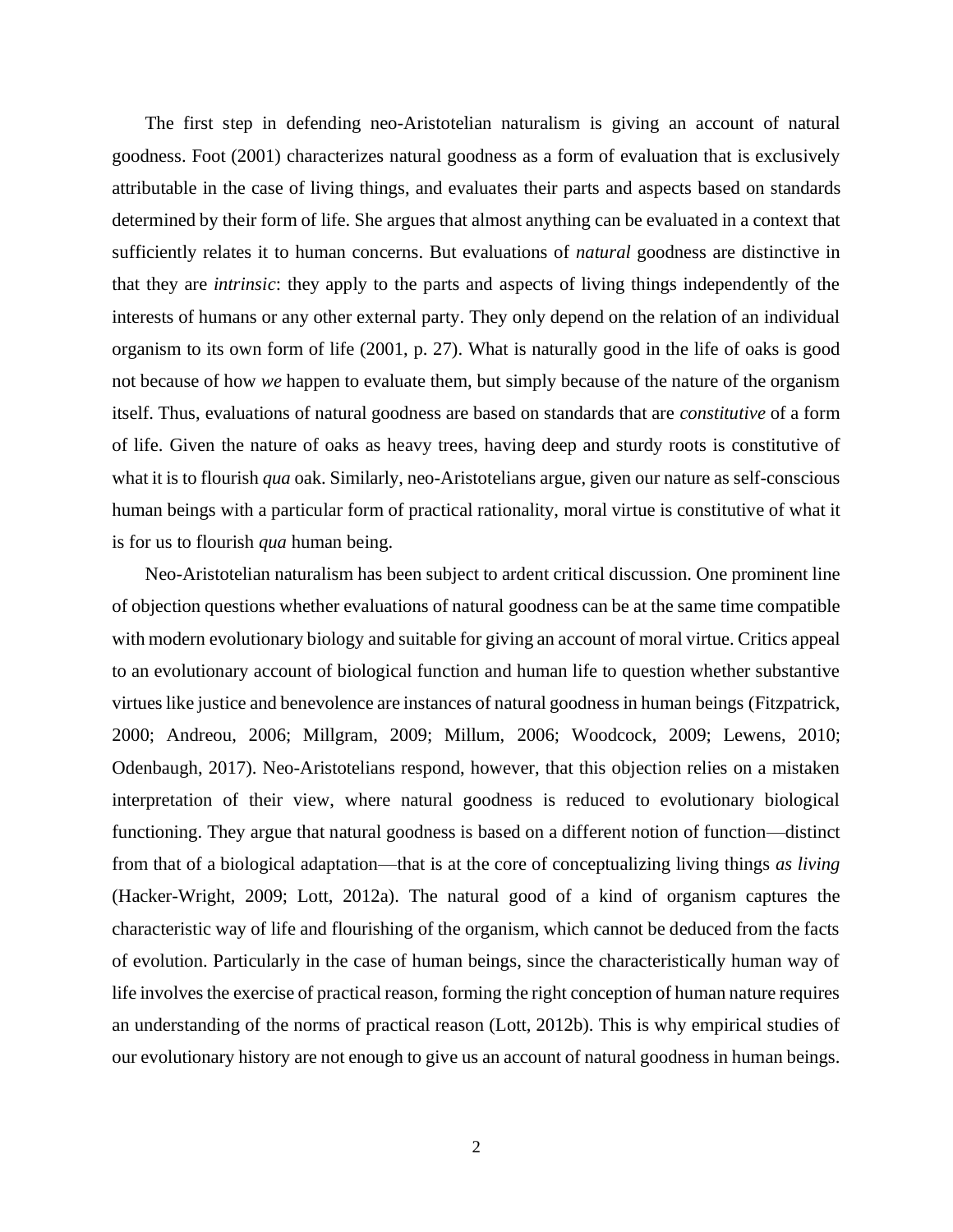The first step in defending neo-Aristotelian naturalism is giving an account of natural goodness. Foot (2001) characterizes natural goodness as a form of evaluation that is exclusively attributable in the case of living things, and evaluates their parts and aspects based on standards determined by their form of life. She argues that almost anything can be evaluated in a context that sufficiently relates it to human concerns. But evaluations of *natural* goodness are distinctive in that they are *intrinsic*: they apply to the parts and aspects of living things independently of the interests of humans or any other external party. They only depend on the relation of an individual organism to its own form of life (2001, p. 27). What is naturally good in the life of oaks is good not because of how *we* happen to evaluate them, but simply because of the nature of the organism itself. Thus, evaluations of natural goodness are based on standards that are *constitutive* of a form of life. Given the nature of oaks as heavy trees, having deep and sturdy roots is constitutive of what it is to flourish *qua* oak. Similarly, neo-Aristotelians argue, given our nature as self-conscious human beings with a particular form of practical rationality, moral virtue is constitutive of what it is for us to flourish *qua* human being.

Neo-Aristotelian naturalism has been subject to ardent critical discussion. One prominent line of objection questions whether evaluations of natural goodness can be at the same time compatible with modern evolutionary biology and suitable for giving an account of moral virtue. Critics appeal to an evolutionary account of biological function and human life to question whether substantive virtues like justice and benevolence are instances of natural goodness in human beings (Fitzpatrick, 2000; Andreou, 2006; Millgram, 2009; Millum, 2006; Woodcock, 2009; Lewens, 2010; Odenbaugh, 2017). Neo-Aristotelians respond, however, that this objection relies on a mistaken interpretation of their view, where natural goodness is reduced to evolutionary biological functioning. They argue that natural goodness is based on a different notion of function—distinct from that of a biological adaptation—that is at the core of conceptualizing living things *as living* (Hacker-Wright, 2009; Lott, 2012a). The natural good of a kind of organism captures the characteristic way of life and flourishing of the organism, which cannot be deduced from the facts of evolution. Particularly in the case of human beings, since the characteristically human way of life involves the exercise of practical reason, forming the right conception of human nature requires an understanding of the norms of practical reason (Lott, 2012b). This is why empirical studies of our evolutionary history are not enough to give us an account of natural goodness in human beings.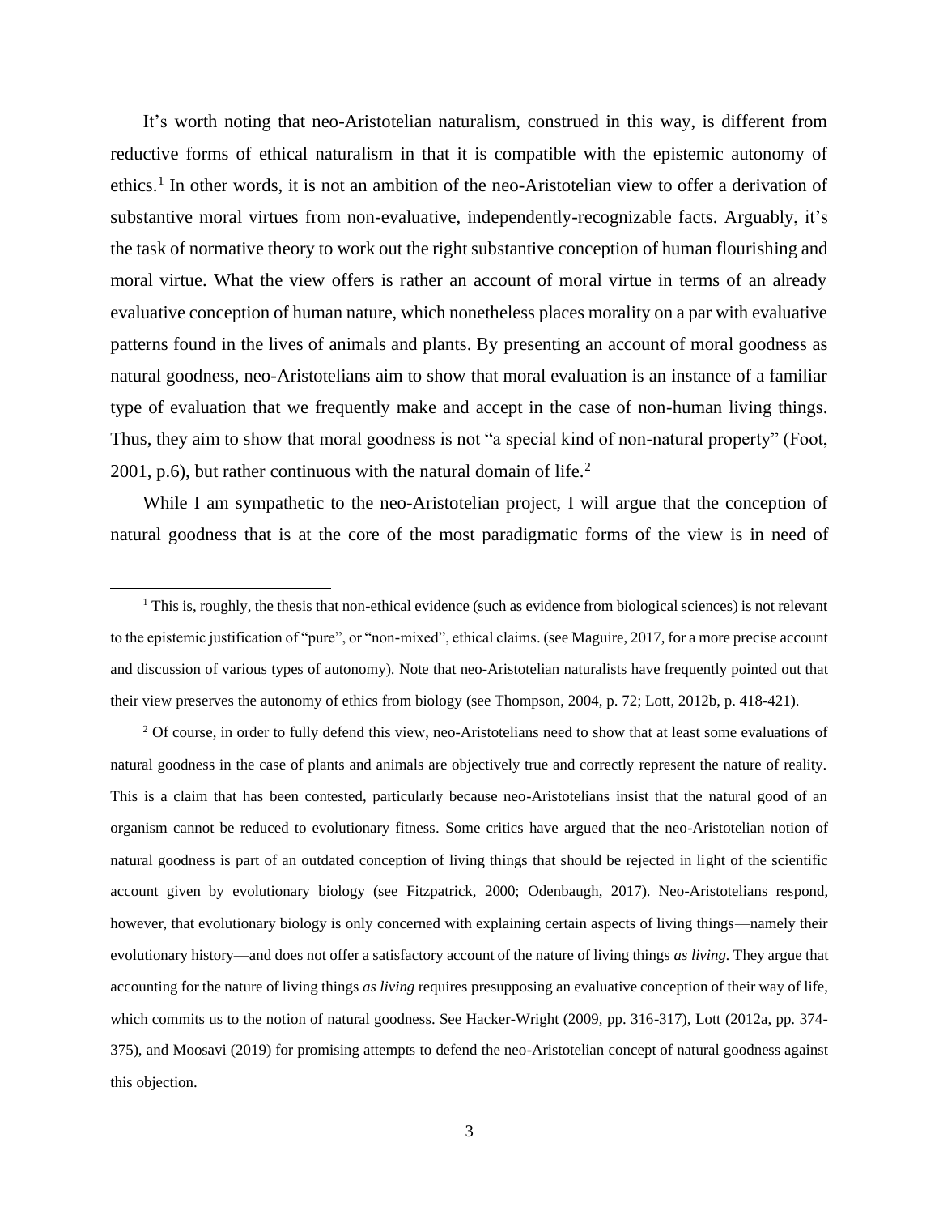It's worth noting that neo-Aristotelian naturalism, construed in this way, is different from reductive forms of ethical naturalism in that it is compatible with the epistemic autonomy of ethics.[1] In other words, it is not an ambition of the neo-Aristotelian view to offer a derivation of substantive moral virtues from non-evaluative, independently-recognizable facts. Arguably, it's the task of normative theory to work out the right substantive conception of human flourishing and moral virtue. What the view offers is rather an account of moral virtue in terms of an already evaluative conception of human nature, which nonetheless places morality on a par with evaluative patterns found in the lives of animals and plants. By presenting an account of moral goodness as natural goodness, neo-Aristotelians aim to show that moral evaluation is an instance of a familiar type of evaluation that we frequently make and accept in the case of non-human living things. Thus, they aim to show that moral goodness is not "a special kind of non-natural property" (Foot, 2001, p.6), but rather continuous with the natural domain of life.[2]

While I am sympathetic to the neo-Aristotelian project, I will argue that the conception of natural goodness that is at the core of the most paradigmatic forms of the view is in need of

---

[1] This is, roughly, the thesis that non-ethical evidence (such as evidence from biological sciences) is not relevant to the epistemic justification of "pure", or "non-mixed", ethical claims. (see Maguire, 2017, for a more precise account and discussion of various types of autonomy). Note that neo-Aristotelian naturalists have frequently pointed out that their view preserves the autonomy of ethics from biology (see Thompson, 2004, p. 72; Lott, 2012b, p. 418-421).

[2] Of course, in order to fully defend this view, neo-Aristotelians need to show that at least some evaluations of natural goodness in the case of plants and animals are objectively true and correctly represent the nature of reality. This is a claim that has been contested, particularly because neo-Aristotelians insist that the natural good of an organism cannot be reduced to evolutionary fitness. Some critics have argued that the neo-Aristotelian notion of natural goodness is part of an outdated conception of living things that should be rejected in light of the scientific account given by evolutionary biology (see Fitzpatrick, 2000; Odenbaugh, 2017). Neo-Aristotelians respond, however, that evolutionary biology is only concerned with explaining certain aspects of living things—namely their evolutionary history—and does not offer a satisfactory account of the nature of living things *as living*. They argue that accounting for the nature of living things *as living* requires presupposing an evaluative conception of their way of life, which commits us to the notion of natural goodness. See Hacker-Wright (2009, pp. 316-317), Lott (2012a, pp. 374-375), and Moosavi (2019) for promising attempts to defend the neo-Aristotelian concept of natural goodness against this objection.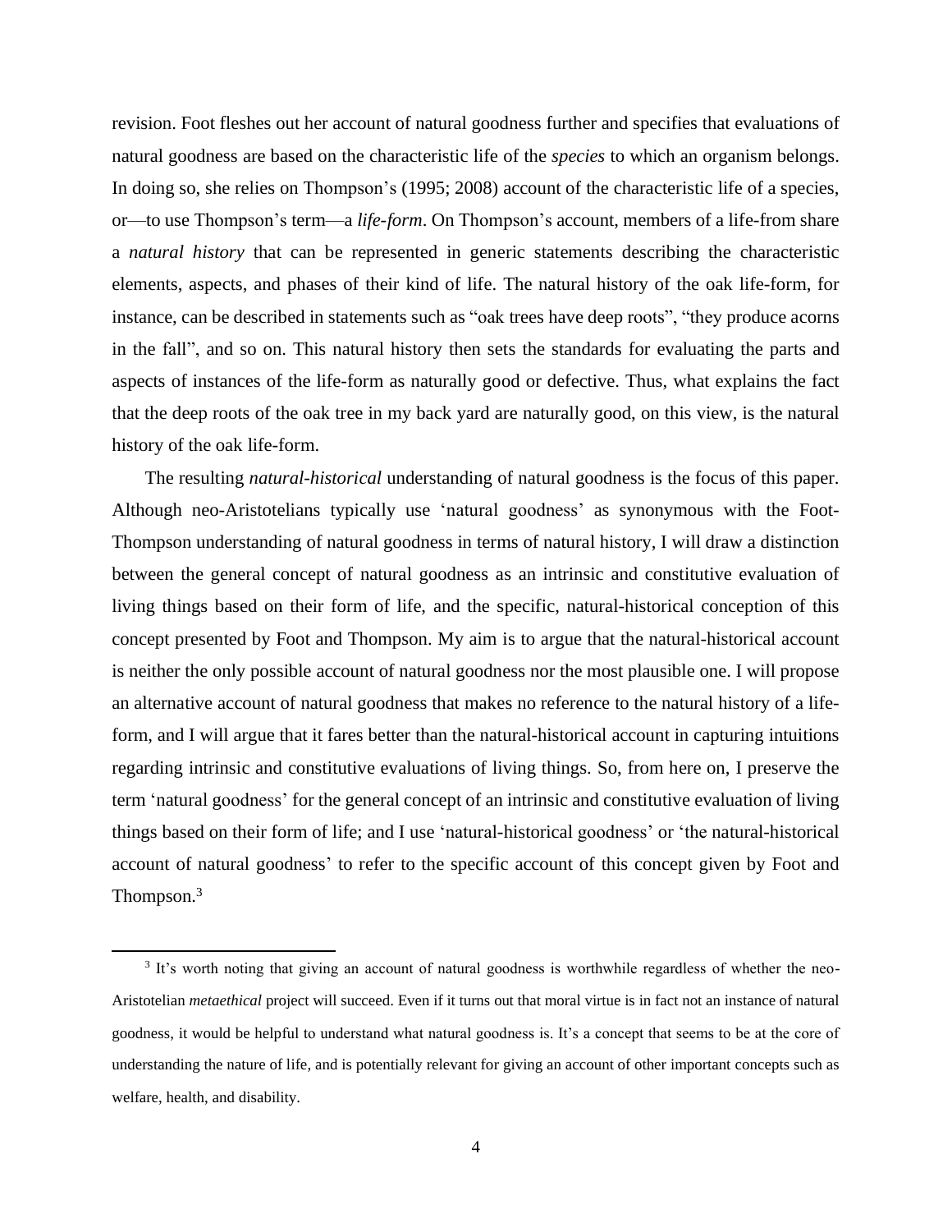revision. Foot fleshes out her account of natural goodness further and specifies that evaluations of natural goodness are based on the characteristic life of the *species* to which an organism belongs. In doing so, she relies on Thompson's (1995; 2008) account of the characteristic life of a species, or—to use Thompson's term—a *life-form*. On Thompson's account, members of a life-from share a *natural history* that can be represented in generic statements describing the characteristic elements, aspects, and phases of their kind of life. The natural history of the oak life-form, for instance, can be described in statements such as "oak trees have deep roots", "they produce acorns in the fall", and so on. This natural history then sets the standards for evaluating the parts and aspects of instances of the life-form as naturally good or defective. Thus, what explains the fact that the deep roots of the oak tree in my back yard are naturally good, on this view, is the natural history of the oak life-form.

The resulting *natural-historical* understanding of natural goodness is the focus of this paper. Although neo-Aristotelians typically use 'natural goodness' as synonymous with the Foot-Thompson understanding of natural goodness in terms of natural history, I will draw a distinction between the general concept of natural goodness as an intrinsic and constitutive evaluation of living things based on their form of life, and the specific, natural-historical conception of this concept presented by Foot and Thompson. My aim is to argue that the natural-historical account is neither the only possible account of natural goodness nor the most plausible one. I will propose an alternative account of natural goodness that makes no reference to the natural history of a life-form, and I will argue that it fares better than the natural-historical account in capturing intuitions regarding intrinsic and constitutive evaluations of living things. So, from here on, I preserve the term 'natural goodness' for the general concept of an intrinsic and constitutive evaluation of living things based on their form of life; and I use 'natural-historical goodness' or 'the natural-historical account of natural goodness' to refer to the specific account of this concept given by Foot and Thompson.[3]

[3] It's worth noting that giving an account of natural goodness is worthwhile regardless of whether the neo-Aristotelian *metaethical* project will succeed. Even if it turns out that moral virtue is in fact not an instance of natural goodness, it would be helpful to understand what natural goodness is. It's a concept that seems to be at the core of understanding the nature of life, and is potentially relevant for giving an account of other important concepts such as welfare, health, and disability.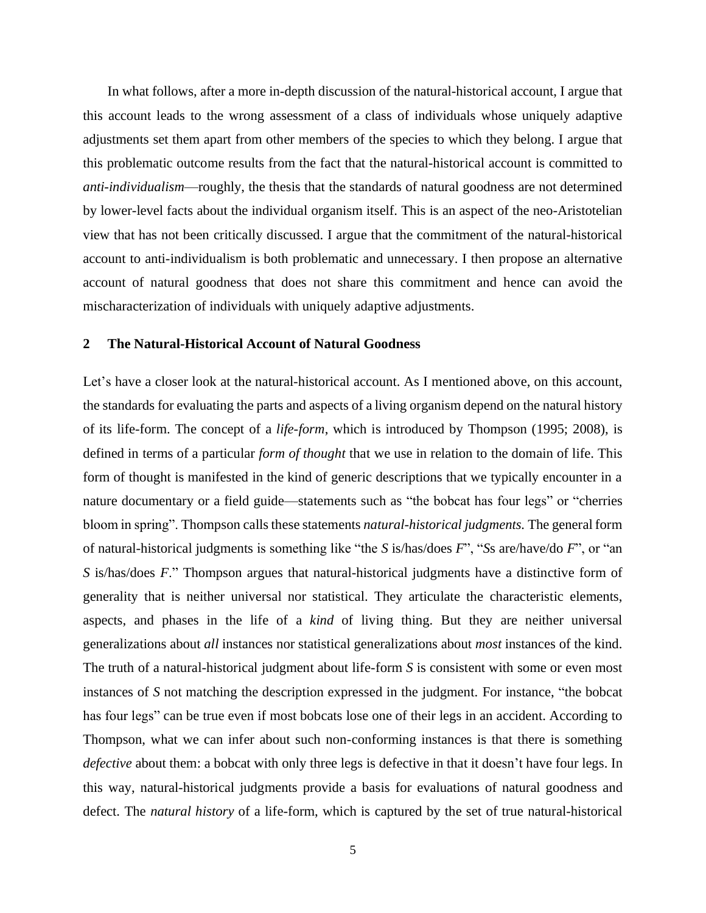In what follows, after a more in-depth discussion of the natural-historical account, I argue that this account leads to the wrong assessment of a class of individuals whose uniquely adaptive adjustments set them apart from other members of the species to which they belong. I argue that this problematic outcome results from the fact that the natural-historical account is committed to *anti-individualism*—roughly, the thesis that the standards of natural goodness are not determined by lower-level facts about the individual organism itself. This is an aspect of the neo-Aristotelian view that has not been critically discussed. I argue that the commitment of the natural-historical account to anti-individualism is both problematic and unnecessary. I then propose an alternative account of natural goodness that does not share this commitment and hence can avoid the mischaracterization of individuals with uniquely adaptive adjustments.

## 2 The Natural-Historical Account of Natural Goodness

Let's have a closer look at the natural-historical account. As I mentioned above, on this account, the standards for evaluating the parts and aspects of a living organism depend on the natural history of its life-form. The concept of a *life-form*, which is introduced by Thompson (1995; 2008), is defined in terms of a particular *form of thought* that we use in relation to the domain of life. This form of thought is manifested in the kind of generic descriptions that we typically encounter in a nature documentary or a field guide—statements such as "the bobcat has four legs" or "cherries bloom in spring". Thompson calls these statements *natural-historical judgments.* The general form of natural-historical judgments is something like "the *S* is/has/does *F*", "*S*s are/have/do *F*", or "an *S* is/has/does *F*." Thompson argues that natural-historical judgments have a distinctive form of generality that is neither universal nor statistical. They articulate the characteristic elements, aspects, and phases in the life of a *kind* of living thing. But they are neither universal generalizations about *all* instances nor statistical generalizations about *most* instances of the kind. The truth of a natural-historical judgment about life-form *S* is consistent with some or even most instances of *S* not matching the description expressed in the judgment. For instance, "the bobcat has four legs" can be true even if most bobcats lose one of their legs in an accident. According to Thompson, what we can infer about such non-conforming instances is that there is something *defective* about them: a bobcat with only three legs is defective in that it doesn't have four legs. In this way, natural-historical judgments provide a basis for evaluations of natural goodness and defect. The *natural history* of a life-form, which is captured by the set of true natural-historical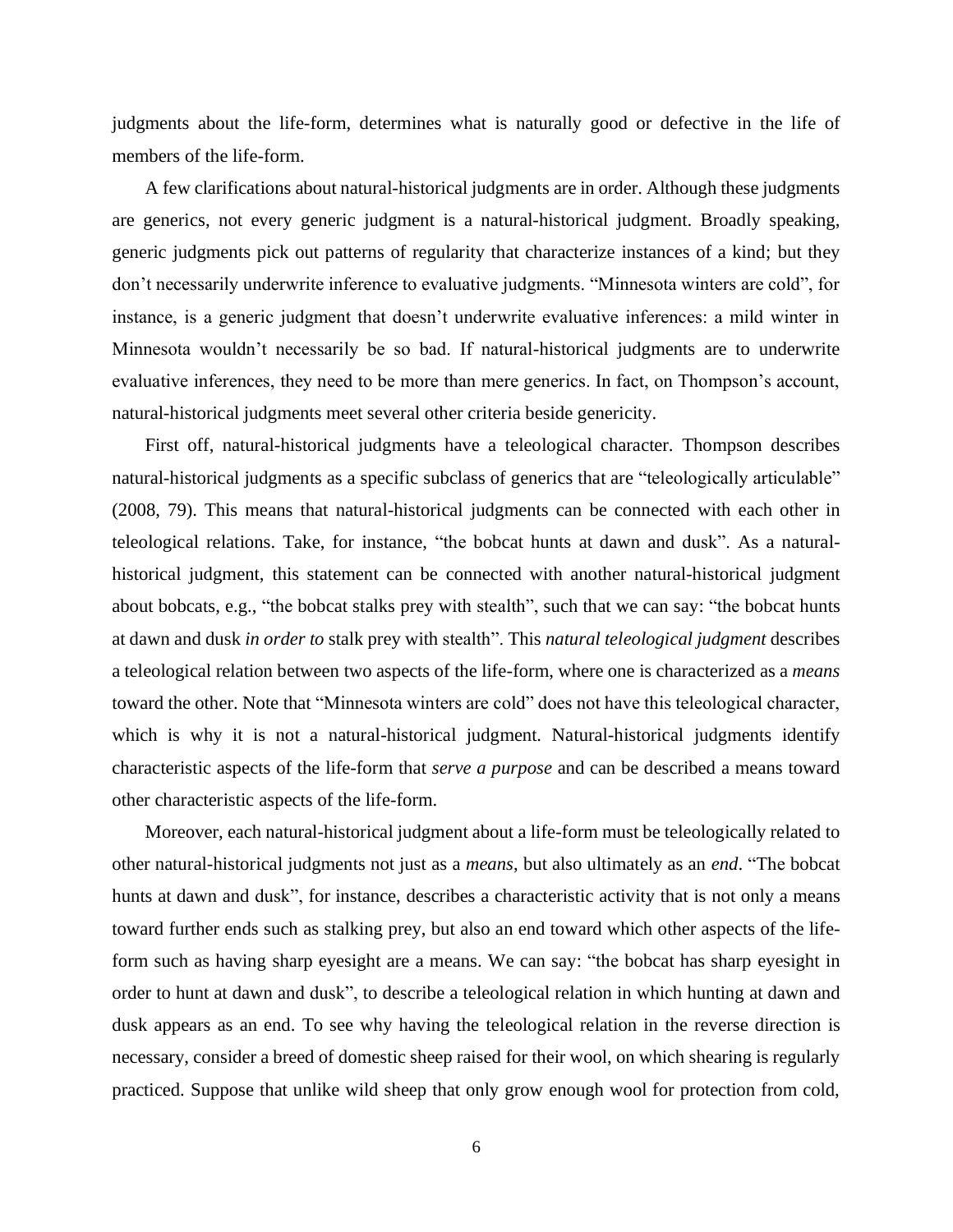judgments about the life-form, determines what is naturally good or defective in the life of members of the life-form.

A few clarifications about natural-historical judgments are in order. Although these judgments are generics, not every generic judgment is a natural-historical judgment. Broadly speaking, generic judgments pick out patterns of regularity that characterize instances of a kind; but they don't necessarily underwrite inference to evaluative judgments. "Minnesota winters are cold", for instance, is a generic judgment that doesn't underwrite evaluative inferences: a mild winter in Minnesota wouldn't necessarily be so bad. If natural-historical judgments are to underwrite evaluative inferences, they need to be more than mere generics. In fact, on Thompson's account, natural-historical judgments meet several other criteria beside genericity.

First off, natural-historical judgments have a teleological character. Thompson describes natural-historical judgments as a specific subclass of generics that are "teleologically articulable" (2008, 79). This means that natural-historical judgments can be connected with each other in teleological relations. Take, for instance, "the bobcat hunts at dawn and dusk". As a natural-historical judgment, this statement can be connected with another natural-historical judgment about bobcats, e.g., "the bobcat stalks prey with stealth", such that we can say: "the bobcat hunts at dawn and dusk *in order to* stalk prey with stealth". This *natural teleological judgment* describes a teleological relation between two aspects of the life-form, where one is characterized as a *means* toward the other. Note that "Minnesota winters are cold" does not have this teleological character, which is why it is not a natural-historical judgment. Natural-historical judgments identify characteristic aspects of the life-form that *serve a purpose* and can be described a means toward other characteristic aspects of the life-form.

Moreover, each natural-historical judgment about a life-form must be teleologically related to other natural-historical judgments not just as a *means*, but also ultimately as an *end*. "The bobcat hunts at dawn and dusk", for instance, describes a characteristic activity that is not only a means toward further ends such as stalking prey, but also an end toward which other aspects of the life-form such as having sharp eyesight are a means. We can say: "the bobcat has sharp eyesight in order to hunt at dawn and dusk", to describe a teleological relation in which hunting at dawn and dusk appears as an end. To see why having the teleological relation in the reverse direction is necessary, consider a breed of domestic sheep raised for their wool, on which shearing is regularly practiced. Suppose that unlike wild sheep that only grow enough wool for protection from cold,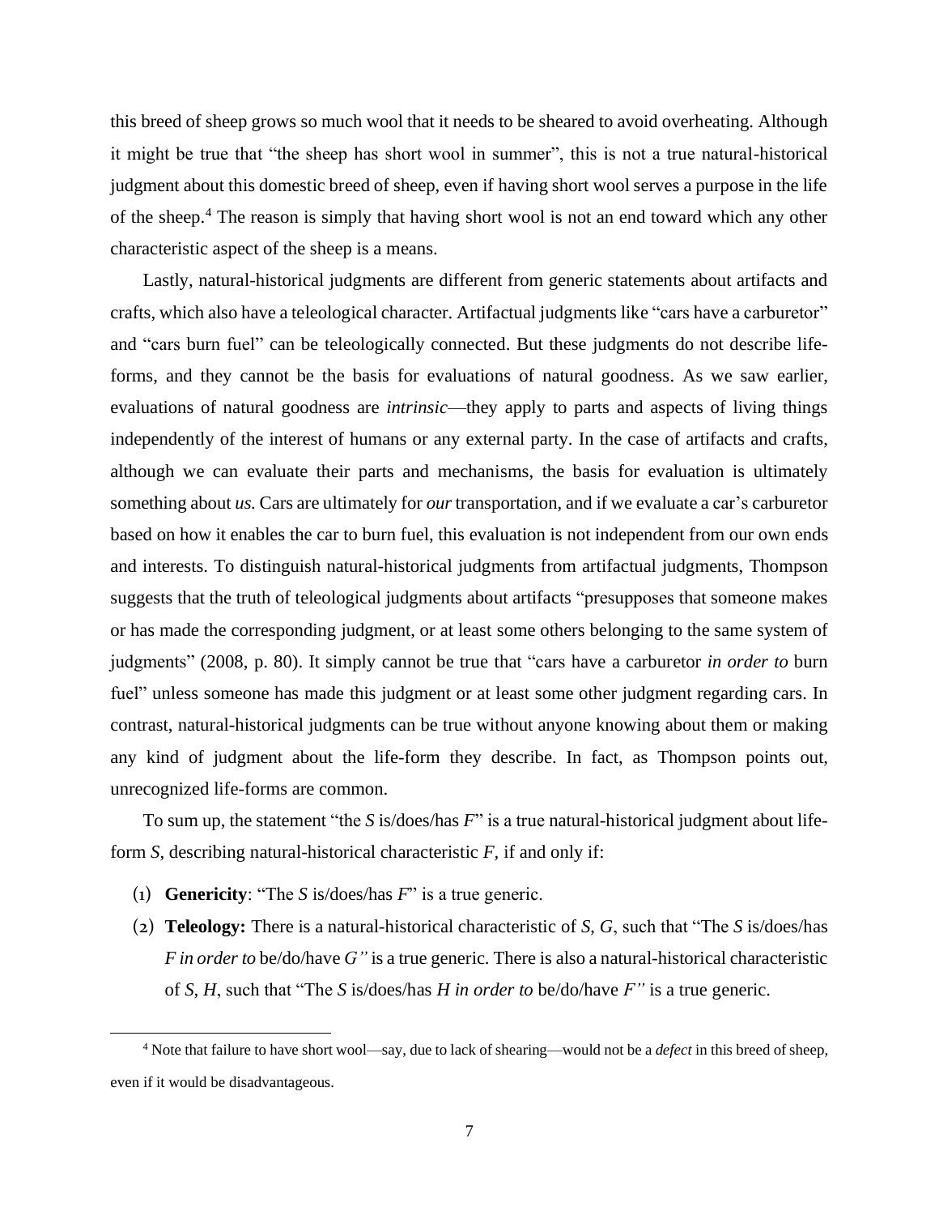this breed of sheep grows so much wool that it needs to be sheared to avoid overheating. Although it might be true that "the sheep has short wool in summer", this is not a true natural-historical judgment about this domestic breed of sheep, even if having short wool serves a purpose in the life of the sheep.[4] The reason is simply that having short wool is not an end toward which any other characteristic aspect of the sheep is a means.

Lastly, natural-historical judgments are different from generic statements about artifacts and crafts, which also have a teleological character. Artifactual judgments like "cars have a carburetor" and "cars burn fuel" can be teleologically connected. But these judgments do not describe life-forms, and they cannot be the basis for evaluations of natural goodness. As we saw earlier, evaluations of natural goodness are *intrinsic*—they apply to parts and aspects of living things independently of the interest of humans or any external party. In the case of artifacts and crafts, although we can evaluate their parts and mechanisms, the basis for evaluation is ultimately something about *us.* Cars are ultimately for *our* transportation, and if we evaluate a car's carburetor based on how it enables the car to burn fuel, this evaluation is not independent from our own ends and interests. To distinguish natural-historical judgments from artifactual judgments, Thompson suggests that the truth of teleological judgments about artifacts "presupposes that someone makes or has made the corresponding judgment, or at least some others belonging to the same system of judgments" (2008, p. 80). It simply cannot be true that "cars have a carburetor *in order to* burn fuel" unless someone has made this judgment or at least some other judgment regarding cars. In contrast, natural-historical judgments can be true without anyone knowing about them or making any kind of judgment about the life-form they describe. In fact, as Thompson points out, unrecognized life-forms are common.

To sum up, the statement "the *S* is/does/has *F*" is a true natural-historical judgment about life-form *S*, describing natural-historical characteristic *F,* if and only if:

(1) **Genericity**: "The *S* is/does/has *F*" is a true generic.

(2) **Teleology:** There is a natural-historical characteristic of *S*, *G*, such that "The *S* is/does/has *F in order to* be/do/have *G"* is a true generic. There is also a natural-historical characteristic of *S*, *H*, such that "The *S* is/does/has *H in order to* be/do/have *F"* is a true generic.

[4] Note that failure to have short wool—say, due to lack of shearing—would not be a *defect* in this breed of sheep, even if it would be disadvantageous.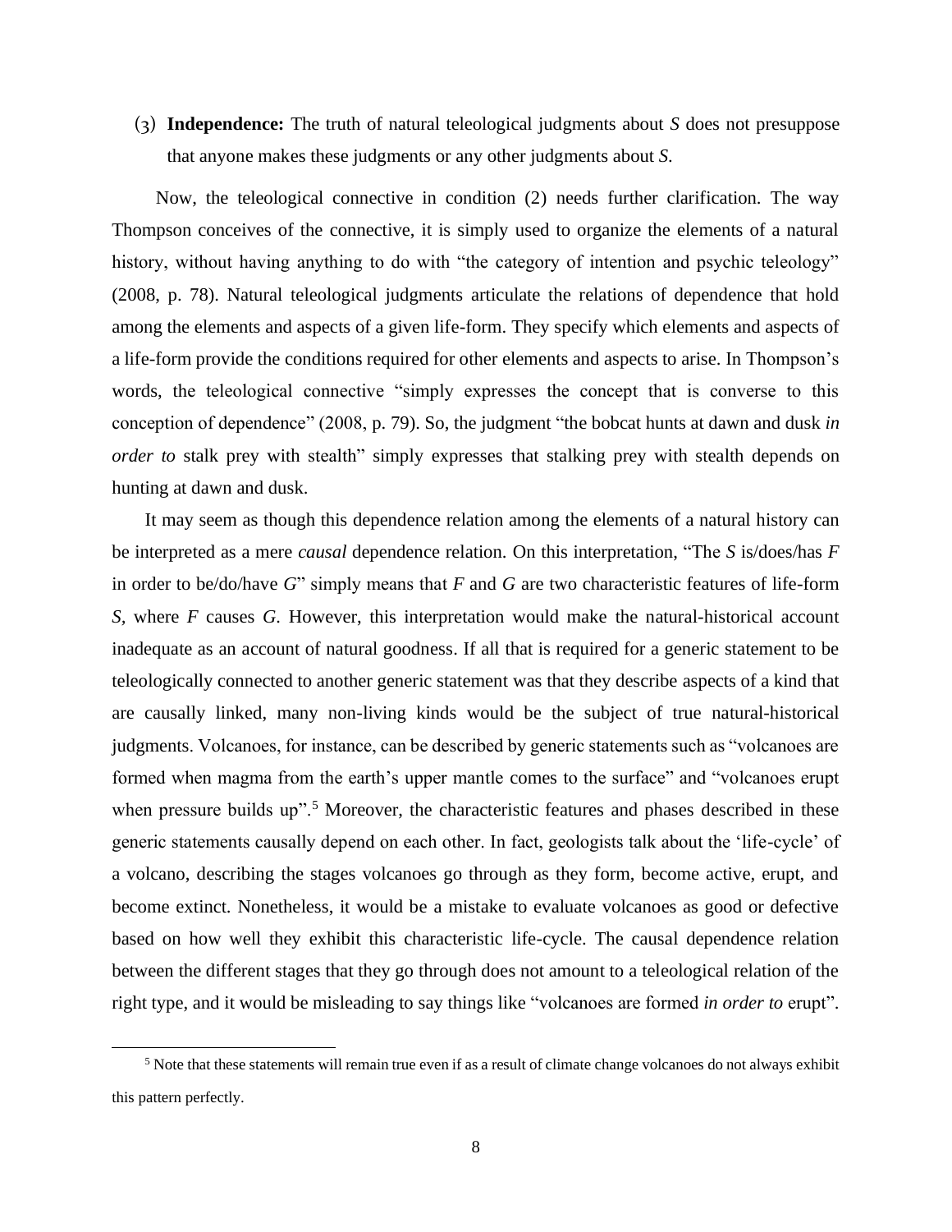(3) **Independence:** The truth of natural teleological judgments about *S* does not presuppose that anyone makes these judgments or any other judgments about *S*.

Now, the teleological connective in condition (2) needs further clarification. The way Thompson conceives of the connective, it is simply used to organize the elements of a natural history, without having anything to do with "the category of intention and psychic teleology" (2008, p. 78). Natural teleological judgments articulate the relations of dependence that hold among the elements and aspects of a given life-form. They specify which elements and aspects of a life-form provide the conditions required for other elements and aspects to arise. In Thompson's words, the teleological connective "simply expresses the concept that is converse to this conception of dependence" (2008, p. 79). So, the judgment "the bobcat hunts at dawn and dusk *in order to* stalk prey with stealth" simply expresses that stalking prey with stealth depends on hunting at dawn and dusk.

It may seem as though this dependence relation among the elements of a natural history can be interpreted as a mere *causal* dependence relation. On this interpretation, "The *S* is/does/has *F* in order to be/do/have *G*" simply means that *F* and *G* are two characteristic features of life-form *S*, where *F* causes *G*. However, this interpretation would make the natural-historical account inadequate as an account of natural goodness. If all that is required for a generic statement to be teleologically connected to another generic statement was that they describe aspects of a kind that are causally linked, many non-living kinds would be the subject of true natural-historical judgments. Volcanoes, for instance, can be described by generic statements such as "volcanoes are formed when magma from the earth's upper mantle comes to the surface" and "volcanoes erupt when pressure builds up".[5] Moreover, the characteristic features and phases described in these generic statements causally depend on each other. In fact, geologists talk about the 'life-cycle' of a volcano, describing the stages volcanoes go through as they form, become active, erupt, and become extinct. Nonetheless, it would be a mistake to evaluate volcanoes as good or defective based on how well they exhibit this characteristic life-cycle. The causal dependence relation between the different stages that they go through does not amount to a teleological relation of the right type, and it would be misleading to say things like "volcanoes are formed *in order to* erupt".

[5] Note that these statements will remain true even if as a result of climate change volcanoes do not always exhibit this pattern perfectly.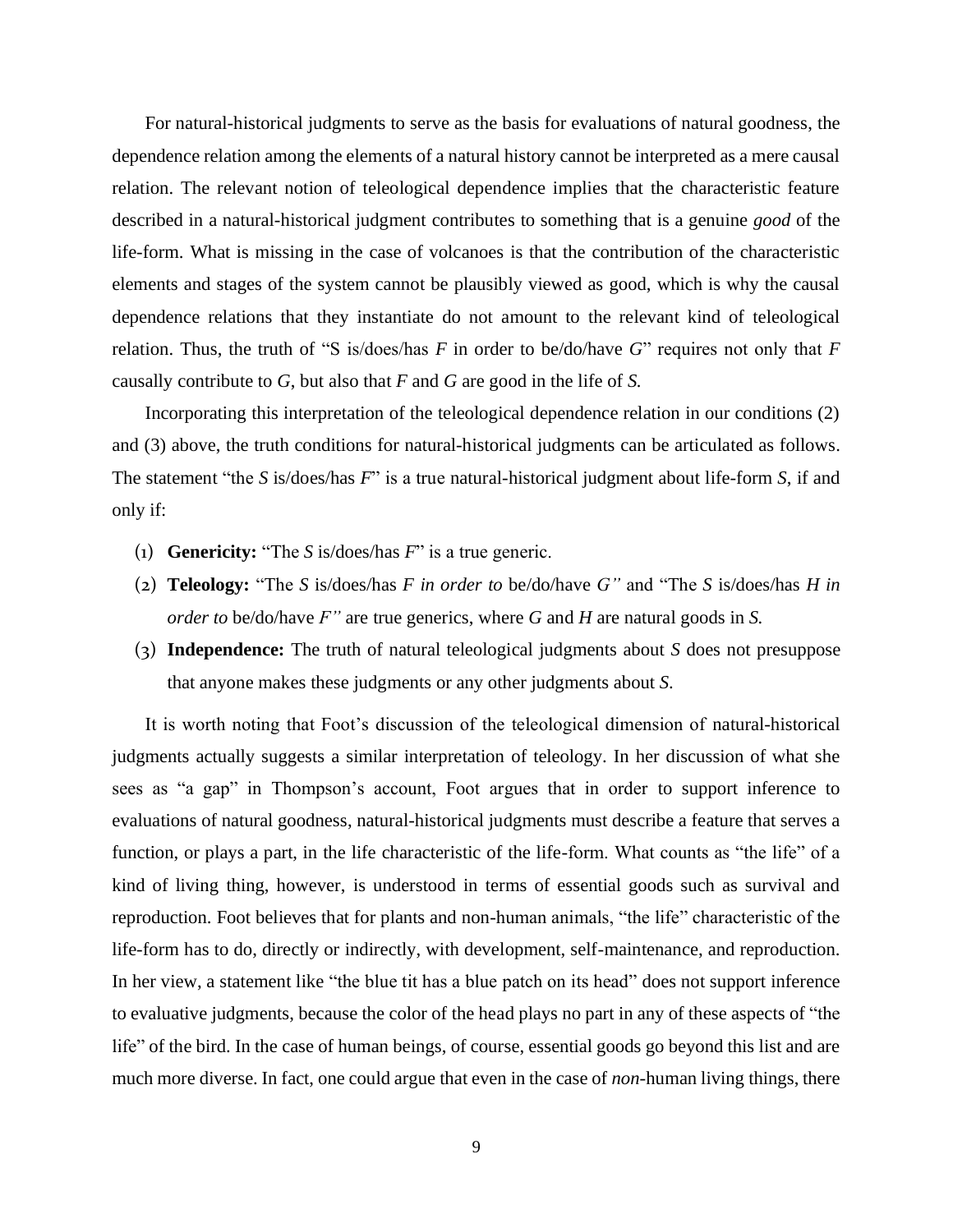For natural-historical judgments to serve as the basis for evaluations of natural goodness, the dependence relation among the elements of a natural history cannot be interpreted as a mere causal relation. The relevant notion of teleological dependence implies that the characteristic feature described in a natural-historical judgment contributes to something that is a genuine *good* of the life-form. What is missing in the case of volcanoes is that the contribution of the characteristic elements and stages of the system cannot be plausibly viewed as good, which is why the causal dependence relations that they instantiate do not amount to the relevant kind of teleological relation. Thus, the truth of "S is/does/has *F* in order to be/do/have *G*" requires not only that *F* causally contribute to *G*, but also that *F* and *G* are good in the life of *S.*

Incorporating this interpretation of the teleological dependence relation in our conditions (2) and (3) above, the truth conditions for natural-historical judgments can be articulated as follows. The statement "the *S* is/does/has *F*" is a true natural-historical judgment about life-form *S*, if and only if:

(1) **Genericity:** "The *S* is/does/has *F*" is a true generic.

(2) **Teleology:** "The *S* is/does/has *F in order to* be/do/have *G"* and "The *S* is/does/has *H in order to* be/do/have *F"* are true generics, where *G* and *H* are natural goods in *S.*

(3) **Independence:** The truth of natural teleological judgments about *S* does not presuppose that anyone makes these judgments or any other judgments about *S.*

It is worth noting that Foot's discussion of the teleological dimension of natural-historical judgments actually suggests a similar interpretation of teleology. In her discussion of what she sees as "a gap" in Thompson's account, Foot argues that in order to support inference to evaluations of natural goodness, natural-historical judgments must describe a feature that serves a function, or plays a part, in the life characteristic of the life-form. What counts as "the life" of a kind of living thing, however, is understood in terms of essential goods such as survival and reproduction. Foot believes that for plants and non-human animals, "the life" characteristic of the life-form has to do, directly or indirectly, with development, self-maintenance, and reproduction. In her view, a statement like "the blue tit has a blue patch on its head" does not support inference to evaluative judgments, because the color of the head plays no part in any of these aspects of "the life" of the bird. In the case of human beings, of course, essential goods go beyond this list and are much more diverse. In fact, one could argue that even in the case of *non*-human living things, there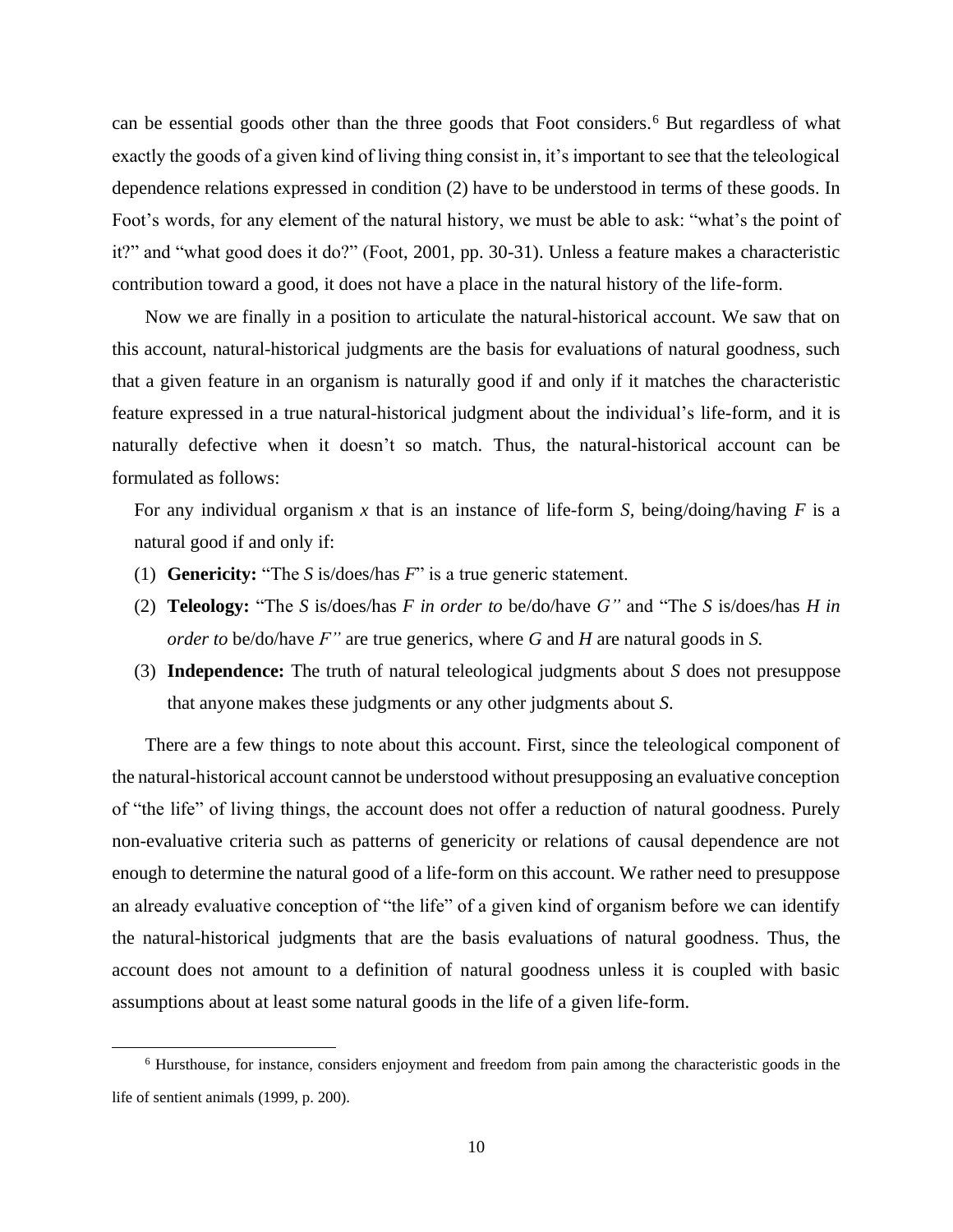can be essential goods other than the three goods that Foot considers.[6] But regardless of what exactly the goods of a given kind of living thing consist in, it's important to see that the teleological dependence relations expressed in condition (2) have to be understood in terms of these goods. In Foot's words, for any element of the natural history, we must be able to ask: "what's the point of it?" and "what good does it do?" (Foot, 2001, pp. 30-31). Unless a feature makes a characteristic contribution toward a good, it does not have a place in the natural history of the life-form.

Now we are finally in a position to articulate the natural-historical account. We saw that on this account, natural-historical judgments are the basis for evaluations of natural goodness, such that a given feature in an organism is naturally good if and only if it matches the characteristic feature expressed in a true natural-historical judgment about the individual's life-form, and it is naturally defective when it doesn't so match. Thus, the natural-historical account can be formulated as follows:

For any individual organism *x* that is an instance of life-form *S*, being/doing/having *F* is a natural good if and only if:

(1) **Genericity:** "The *S* is/does/has *F*" is a true generic statement.

(2) **Teleology:** "The *S* is/does/has *F in order to* be/do/have *G"* and "The *S* is/does/has *H in order to* be/do/have *F"* are true generics, where *G* and *H* are natural goods in *S.*

(3) **Independence:** The truth of natural teleological judgments about *S* does not presuppose that anyone makes these judgments or any other judgments about *S.*

There are a few things to note about this account. First, since the teleological component of the natural-historical account cannot be understood without presupposing an evaluative conception of "the life" of living things, the account does not offer a reduction of natural goodness. Purely non-evaluative criteria such as patterns of genericity or relations of causal dependence are not enough to determine the natural good of a life-form on this account. We rather need to presuppose an already evaluative conception of "the life" of a given kind of organism before we can identify the natural-historical judgments that are the basis evaluations of natural goodness. Thus, the account does not amount to a definition of natural goodness unless it is coupled with basic assumptions about at least some natural goods in the life of a given life-form.

[6] Hursthouse, for instance, considers enjoyment and freedom from pain among the characteristic goods in the life of sentient animals (1999, p. 200).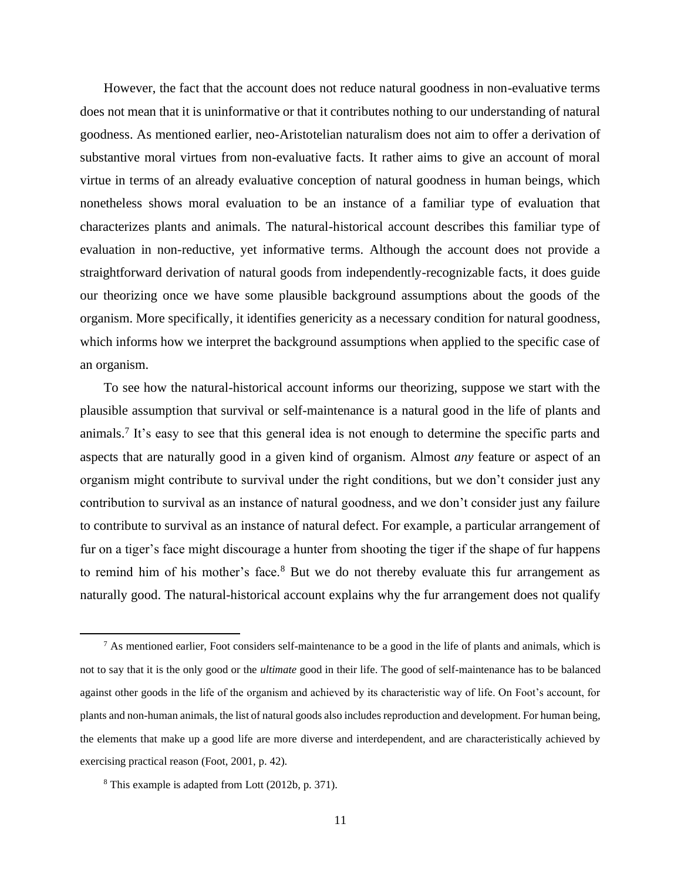However, the fact that the account does not reduce natural goodness in non-evaluative terms does not mean that it is uninformative or that it contributes nothing to our understanding of natural goodness. As mentioned earlier, neo-Aristotelian naturalism does not aim to offer a derivation of substantive moral virtues from non-evaluative facts. It rather aims to give an account of moral virtue in terms of an already evaluative conception of natural goodness in human beings, which nonetheless shows moral evaluation to be an instance of a familiar type of evaluation that characterizes plants and animals. The natural-historical account describes this familiar type of evaluation in non-reductive, yet informative terms. Although the account does not provide a straightforward derivation of natural goods from independently-recognizable facts, it does guide our theorizing once we have some plausible background assumptions about the goods of the organism. More specifically, it identifies genericity as a necessary condition for natural goodness, which informs how we interpret the background assumptions when applied to the specific case of an organism.

To see how the natural-historical account informs our theorizing, suppose we start with the plausible assumption that survival or self-maintenance is a natural good in the life of plants and animals.[7] It's easy to see that this general idea is not enough to determine the specific parts and aspects that are naturally good in a given kind of organism. Almost *any* feature or aspect of an organism might contribute to survival under the right conditions, but we don't consider just any contribution to survival as an instance of natural goodness, and we don't consider just any failure to contribute to survival as an instance of natural defect. For example, a particular arrangement of fur on a tiger's face might discourage a hunter from shooting the tiger if the shape of fur happens to remind him of his mother's face.[8] But we do not thereby evaluate this fur arrangement as naturally good. The natural-historical account explains why the fur arrangement does not qualify

[7] As mentioned earlier, Foot considers self-maintenance to be a good in the life of plants and animals, which is not to say that it is the only good or the *ultimate* good in their life. The good of self-maintenance has to be balanced against other goods in the life of the organism and achieved by its characteristic way of life. On Foot's account, for plants and non-human animals, the list of natural goods also includes reproduction and development. For human being, the elements that make up a good life are more diverse and interdependent, and are characteristically achieved by exercising practical reason (Foot, 2001, p. 42).

[8] This example is adapted from Lott (2012b, p. 371).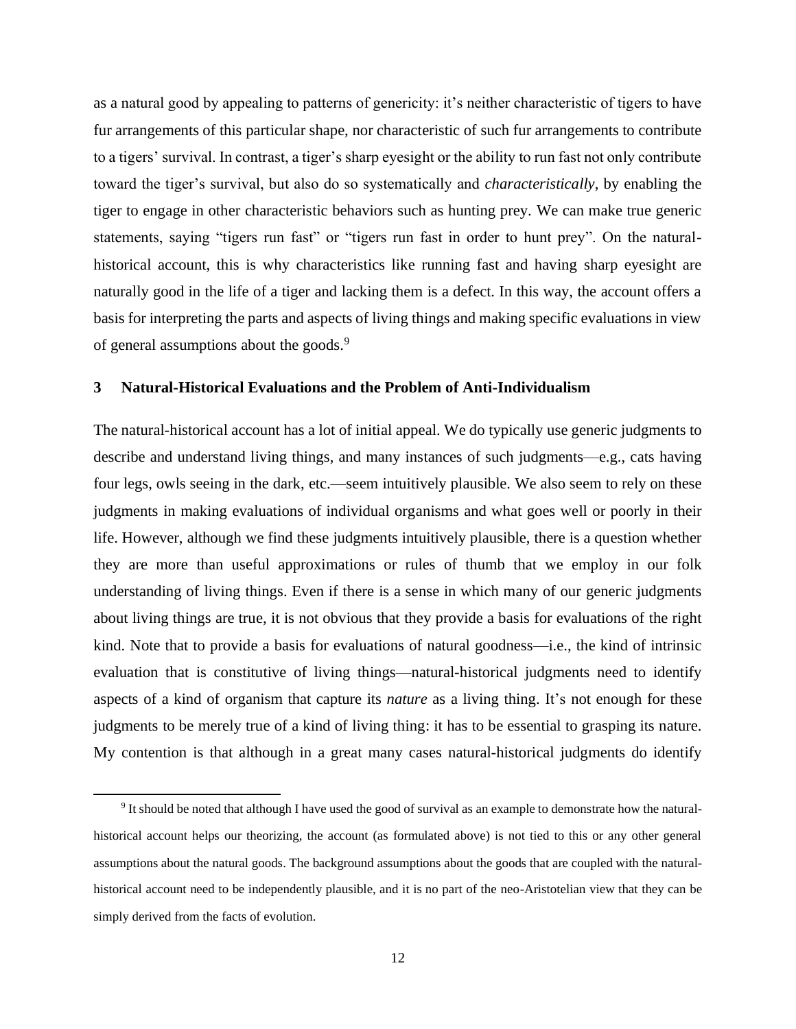as a natural good by appealing to patterns of genericity: it's neither characteristic of tigers to have fur arrangements of this particular shape, nor characteristic of such fur arrangements to contribute to a tigers' survival. In contrast, a tiger's sharp eyesight or the ability to run fast not only contribute toward the tiger's survival, but also do so systematically and *characteristically*, by enabling the tiger to engage in other characteristic behaviors such as hunting prey. We can make true generic statements, saying "tigers run fast" or "tigers run fast in order to hunt prey". On the natural-historical account, this is why characteristics like running fast and having sharp eyesight are naturally good in the life of a tiger and lacking them is a defect. In this way, the account offers a basis for interpreting the parts and aspects of living things and making specific evaluations in view of general assumptions about the goods.[9]

## 3 Natural-Historical Evaluations and the Problem of Anti-Individualism

The natural-historical account has a lot of initial appeal. We do typically use generic judgments to describe and understand living things, and many instances of such judgments—e.g., cats having four legs, owls seeing in the dark, etc.—seem intuitively plausible. We also seem to rely on these judgments in making evaluations of individual organisms and what goes well or poorly in their life. However, although we find these judgments intuitively plausible, there is a question whether they are more than useful approximations or rules of thumb that we employ in our folk understanding of living things. Even if there is a sense in which many of our generic judgments about living things are true, it is not obvious that they provide a basis for evaluations of the right kind. Note that to provide a basis for evaluations of natural goodness—i.e., the kind of intrinsic evaluation that is constitutive of living things—natural-historical judgments need to identify aspects of a kind of organism that capture its *nature* as a living thing. It's not enough for these judgments to be merely true of a kind of living thing: it has to be essential to grasping its nature. My contention is that although in a great many cases natural-historical judgments do identify

[9] It should be noted that although I have used the good of survival as an example to demonstrate how the natural-historical account helps our theorizing, the account (as formulated above) is not tied to this or any other general assumptions about the natural goods. The background assumptions about the goods that are coupled with the natural-historical account need to be independently plausible, and it is no part of the neo-Aristotelian view that they can be simply derived from the facts of evolution.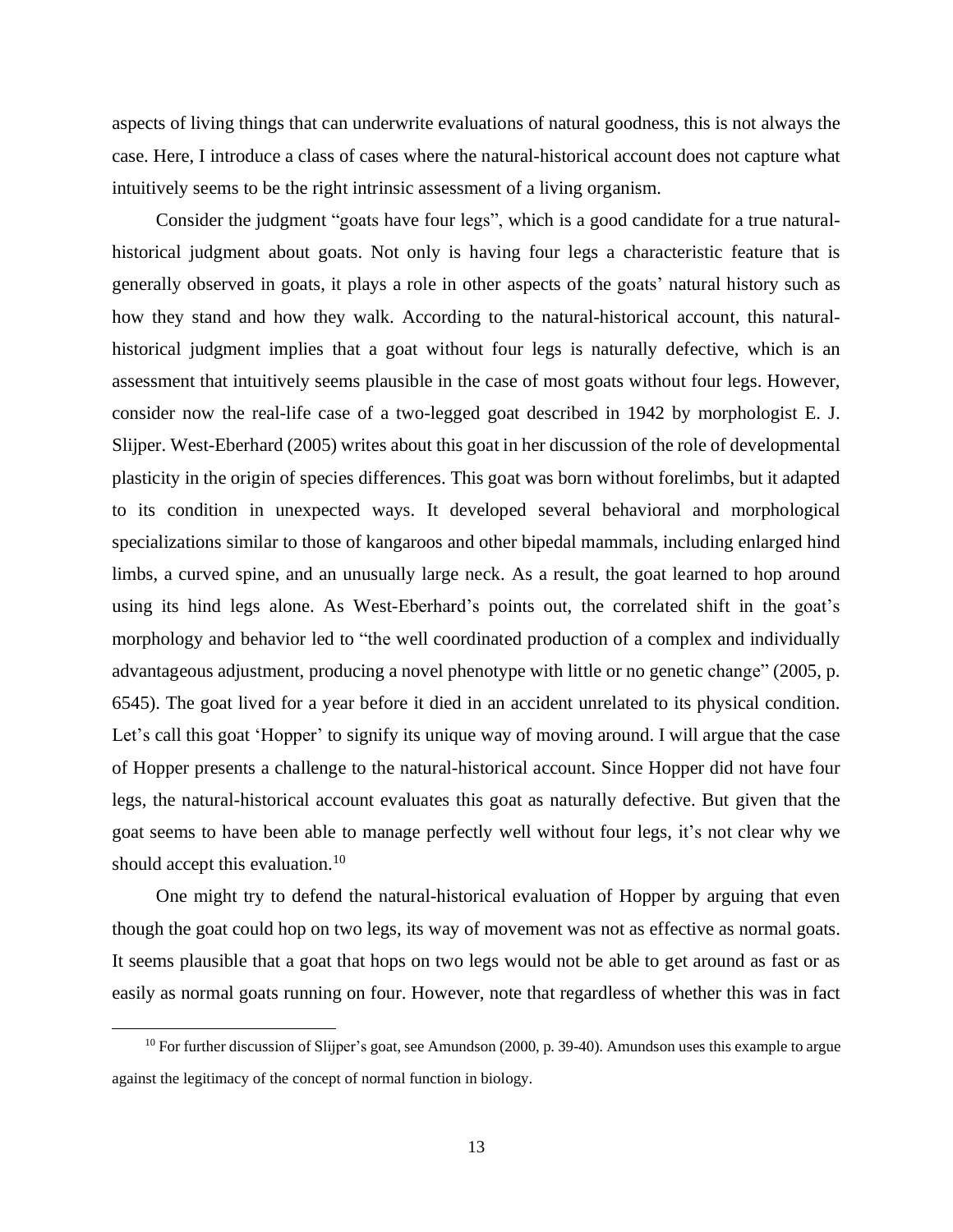aspects of living things that can underwrite evaluations of natural goodness, this is not always the case. Here, I introduce a class of cases where the natural-historical account does not capture what intuitively seems to be the right intrinsic assessment of a living organism.

Consider the judgment "goats have four legs", which is a good candidate for a true natural-historical judgment about goats. Not only is having four legs a characteristic feature that is generally observed in goats, it plays a role in other aspects of the goats' natural history such as how they stand and how they walk. According to the natural-historical account, this natural-historical judgment implies that a goat without four legs is naturally defective, which is an assessment that intuitively seems plausible in the case of most goats without four legs. However, consider now the real-life case of a two-legged goat described in 1942 by morphologist E. J. Slijper. West-Eberhard (2005) writes about this goat in her discussion of the role of developmental plasticity in the origin of species differences. This goat was born without forelimbs, but it adapted to its condition in unexpected ways. It developed several behavioral and morphological specializations similar to those of kangaroos and other bipedal mammals, including enlarged hind limbs, a curved spine, and an unusually large neck. As a result, the goat learned to hop around using its hind legs alone. As West-Eberhard's points out, the correlated shift in the goat's morphology and behavior led to "the well coordinated production of a complex and individually advantageous adjustment, producing a novel phenotype with little or no genetic change" (2005, p. 6545). The goat lived for a year before it died in an accident unrelated to its physical condition. Let's call this goat 'Hopper' to signify its unique way of moving around. I will argue that the case of Hopper presents a challenge to the natural-historical account. Since Hopper did not have four legs, the natural-historical account evaluates this goat as naturally defective. But given that the goat seems to have been able to manage perfectly well without four legs, it's not clear why we should accept this evaluation.[10]

One might try to defend the natural-historical evaluation of Hopper by arguing that even though the goat could hop on two legs, its way of movement was not as effective as normal goats. It seems plausible that a goat that hops on two legs would not be able to get around as fast or as easily as normal goats running on four. However, note that regardless of whether this was in fact

[10] For further discussion of Slijper's goat, see Amundson (2000, p. 39-40). Amundson uses this example to argue against the legitimacy of the concept of normal function in biology.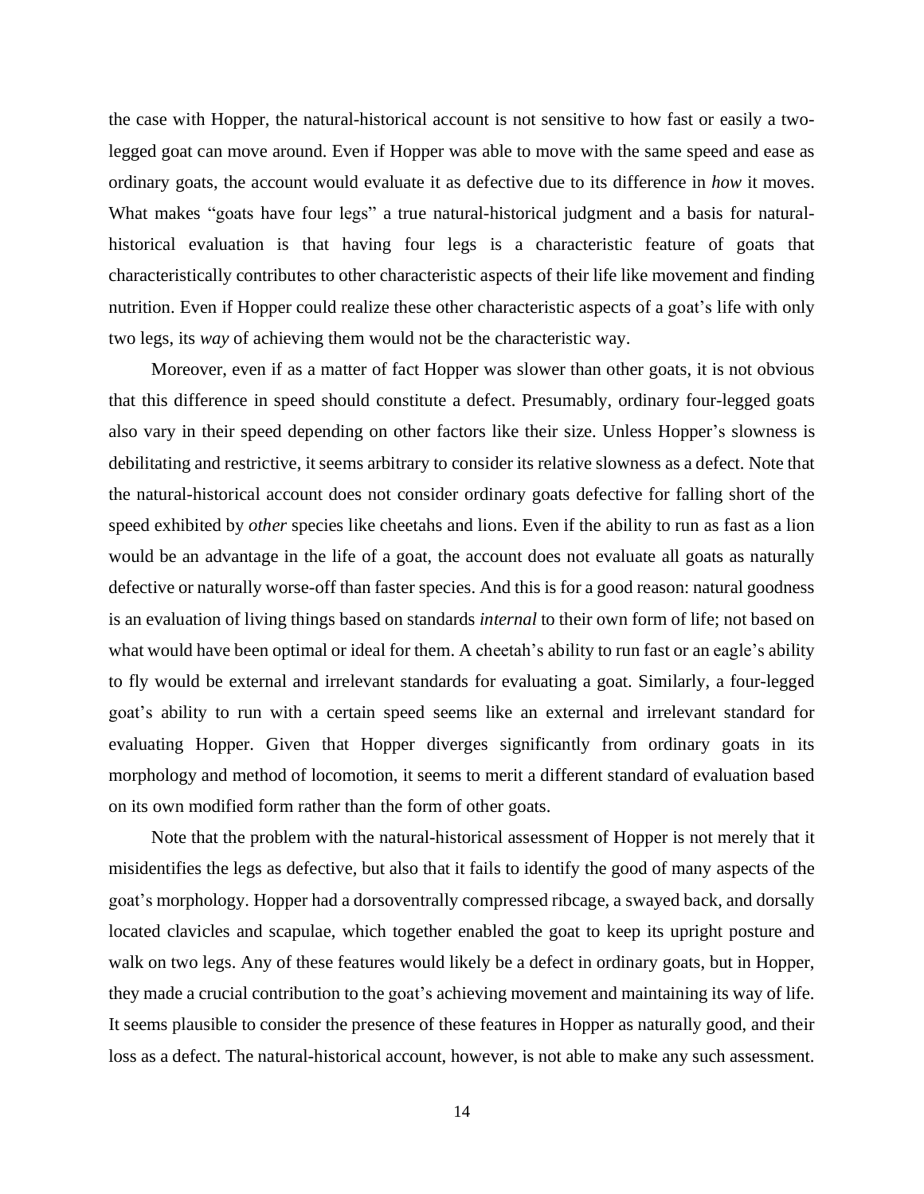the case with Hopper, the natural-historical account is not sensitive to how fast or easily a two-legged goat can move around. Even if Hopper was able to move with the same speed and ease as ordinary goats, the account would evaluate it as defective due to its difference in *how* it moves. What makes "goats have four legs" a true natural-historical judgment and a basis for natural-historical evaluation is that having four legs is a characteristic feature of goats that characteristically contributes to other characteristic aspects of their life like movement and finding nutrition. Even if Hopper could realize these other characteristic aspects of a goat's life with only two legs, its *way* of achieving them would not be the characteristic way.

Moreover, even if as a matter of fact Hopper was slower than other goats, it is not obvious that this difference in speed should constitute a defect. Presumably, ordinary four-legged goats also vary in their speed depending on other factors like their size. Unless Hopper's slowness is debilitating and restrictive, it seems arbitrary to consider its relative slowness as a defect. Note that the natural-historical account does not consider ordinary goats defective for falling short of the speed exhibited by *other* species like cheetahs and lions. Even if the ability to run as fast as a lion would be an advantage in the life of a goat, the account does not evaluate all goats as naturally defective or naturally worse-off than faster species. And this is for a good reason: natural goodness is an evaluation of living things based on standards *internal* to their own form of life; not based on what would have been optimal or ideal for them. A cheetah's ability to run fast or an eagle's ability to fly would be external and irrelevant standards for evaluating a goat. Similarly, a four-legged goat's ability to run with a certain speed seems like an external and irrelevant standard for evaluating Hopper. Given that Hopper diverges significantly from ordinary goats in its morphology and method of locomotion, it seems to merit a different standard of evaluation based on its own modified form rather than the form of other goats.

Note that the problem with the natural-historical assessment of Hopper is not merely that it misidentifies the legs as defective, but also that it fails to identify the good of many aspects of the goat's morphology. Hopper had a dorsoventrally compressed ribcage, a swayed back, and dorsally located clavicles and scapulae, which together enabled the goat to keep its upright posture and walk on two legs. Any of these features would likely be a defect in ordinary goats, but in Hopper, they made a crucial contribution to the goat's achieving movement and maintaining its way of life. It seems plausible to consider the presence of these features in Hopper as naturally good, and their loss as a defect. The natural-historical account, however, is not able to make any such assessment.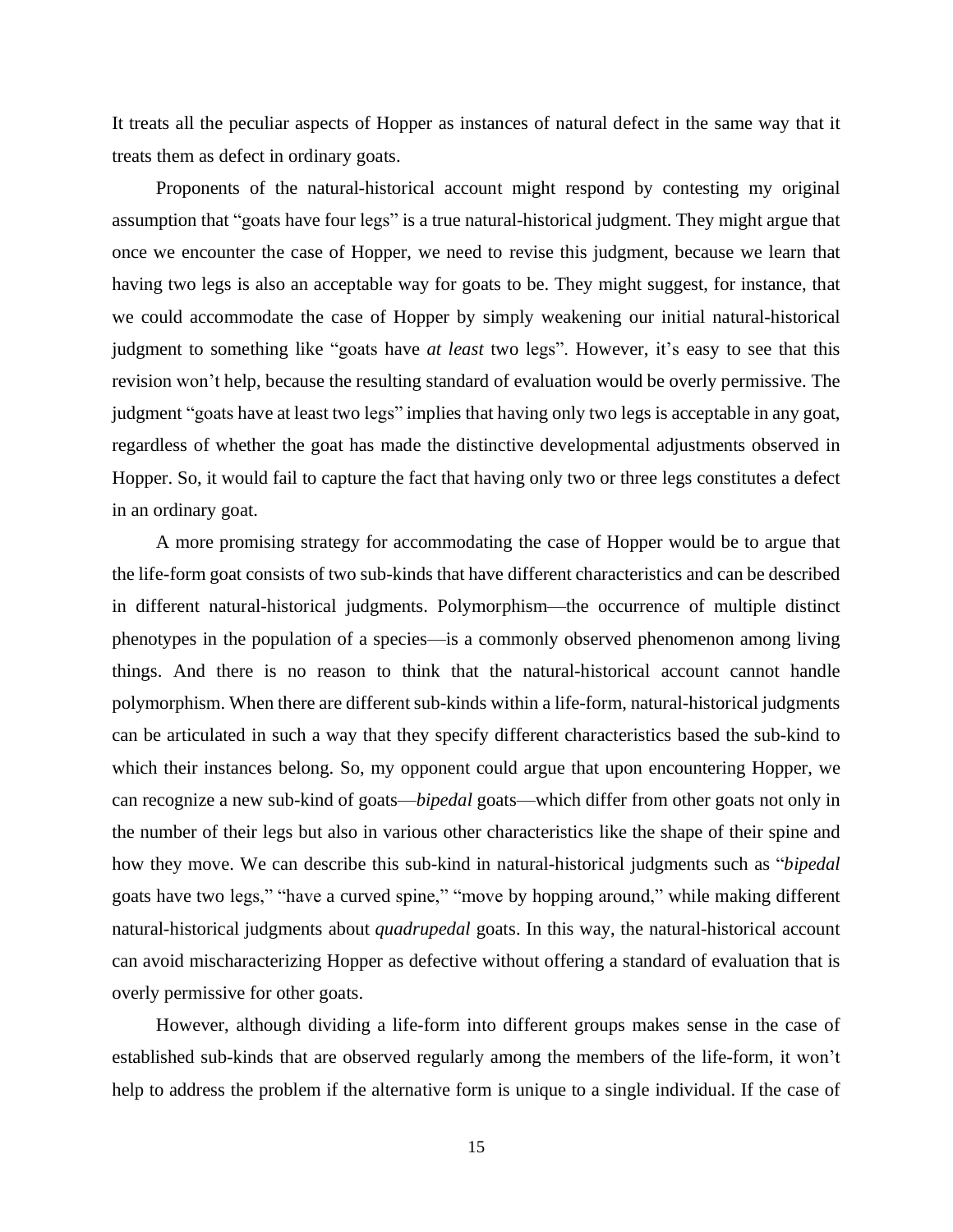It treats all the peculiar aspects of Hopper as instances of natural defect in the same way that it treats them as defect in ordinary goats.

Proponents of the natural-historical account might respond by contesting my original assumption that "goats have four legs" is a true natural-historical judgment. They might argue that once we encounter the case of Hopper, we need to revise this judgment, because we learn that having two legs is also an acceptable way for goats to be. They might suggest, for instance, that we could accommodate the case of Hopper by simply weakening our initial natural-historical judgment to something like "goats have *at least* two legs". However, it's easy to see that this revision won't help, because the resulting standard of evaluation would be overly permissive. The judgment "goats have at least two legs" implies that having only two legs is acceptable in any goat, regardless of whether the goat has made the distinctive developmental adjustments observed in Hopper. So, it would fail to capture the fact that having only two or three legs constitutes a defect in an ordinary goat.

A more promising strategy for accommodating the case of Hopper would be to argue that the life-form goat consists of two sub-kinds that have different characteristics and can be described in different natural-historical judgments. Polymorphism—the occurrence of multiple distinct phenotypes in the population of a species—is a commonly observed phenomenon among living things. And there is no reason to think that the natural-historical account cannot handle polymorphism. When there are different sub-kinds within a life-form, natural-historical judgments can be articulated in such a way that they specify different characteristics based the sub-kind to which their instances belong. So, my opponent could argue that upon encountering Hopper, we can recognize a new sub-kind of goats—*bipedal* goats—which differ from other goats not only in the number of their legs but also in various other characteristics like the shape of their spine and how they move. We can describe this sub-kind in natural-historical judgments such as "*bipedal* goats have two legs," "have a curved spine," "move by hopping around," while making different natural-historical judgments about *quadrupedal* goats. In this way, the natural-historical account can avoid mischaracterizing Hopper as defective without offering a standard of evaluation that is overly permissive for other goats.

However, although dividing a life-form into different groups makes sense in the case of established sub-kinds that are observed regularly among the members of the life-form, it won't help to address the problem if the alternative form is unique to a single individual. If the case of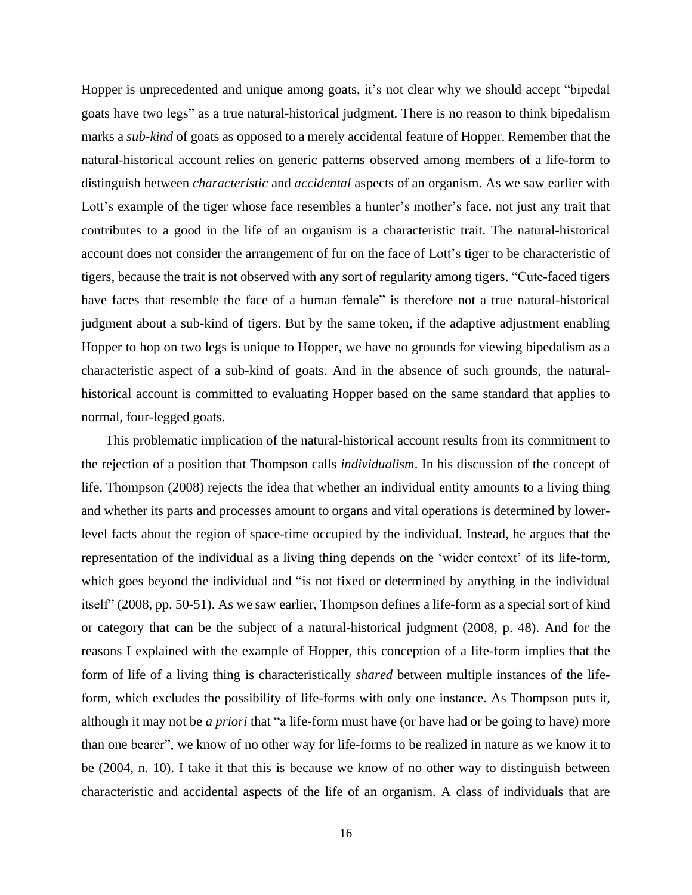Hopper is unprecedented and unique among goats, it's not clear why we should accept "bipedal goats have two legs" as a true natural-historical judgment. There is no reason to think bipedalism marks a *sub-kind* of goats as opposed to a merely accidental feature of Hopper. Remember that the natural-historical account relies on generic patterns observed among members of a life-form to distinguish between *characteristic* and *accidental* aspects of an organism. As we saw earlier with Lott's example of the tiger whose face resembles a hunter's mother's face, not just any trait that contributes to a good in the life of an organism is a characteristic trait. The natural-historical account does not consider the arrangement of fur on the face of Lott's tiger to be characteristic of tigers, because the trait is not observed with any sort of regularity among tigers. "Cute-faced tigers have faces that resemble the face of a human female" is therefore not a true natural-historical judgment about a sub-kind of tigers. But by the same token, if the adaptive adjustment enabling Hopper to hop on two legs is unique to Hopper, we have no grounds for viewing bipedalism as a characteristic aspect of a sub-kind of goats. And in the absence of such grounds, the natural-historical account is committed to evaluating Hopper based on the same standard that applies to normal, four-legged goats.

This problematic implication of the natural-historical account results from its commitment to the rejection of a position that Thompson calls *individualism*. In his discussion of the concept of life, Thompson (2008) rejects the idea that whether an individual entity amounts to a living thing and whether its parts and processes amount to organs and vital operations is determined by lower-level facts about the region of space-time occupied by the individual. Instead, he argues that the representation of the individual as a living thing depends on the 'wider context' of its life-form, which goes beyond the individual and "is not fixed or determined by anything in the individual itself" (2008, pp. 50-51). As we saw earlier, Thompson defines a life-form as a special sort of kind or category that can be the subject of a natural-historical judgment (2008, p. 48). And for the reasons I explained with the example of Hopper, this conception of a life-form implies that the form of life of a living thing is characteristically *shared* between multiple instances of the life-form, which excludes the possibility of life-forms with only one instance. As Thompson puts it, although it may not be *a priori* that "a life-form must have (or have had or be going to have) more than one bearer", we know of no other way for life-forms to be realized in nature as we know it to be (2004, n. 10). I take it that this is because we know of no other way to distinguish between characteristic and accidental aspects of the life of an organism. A class of individuals that are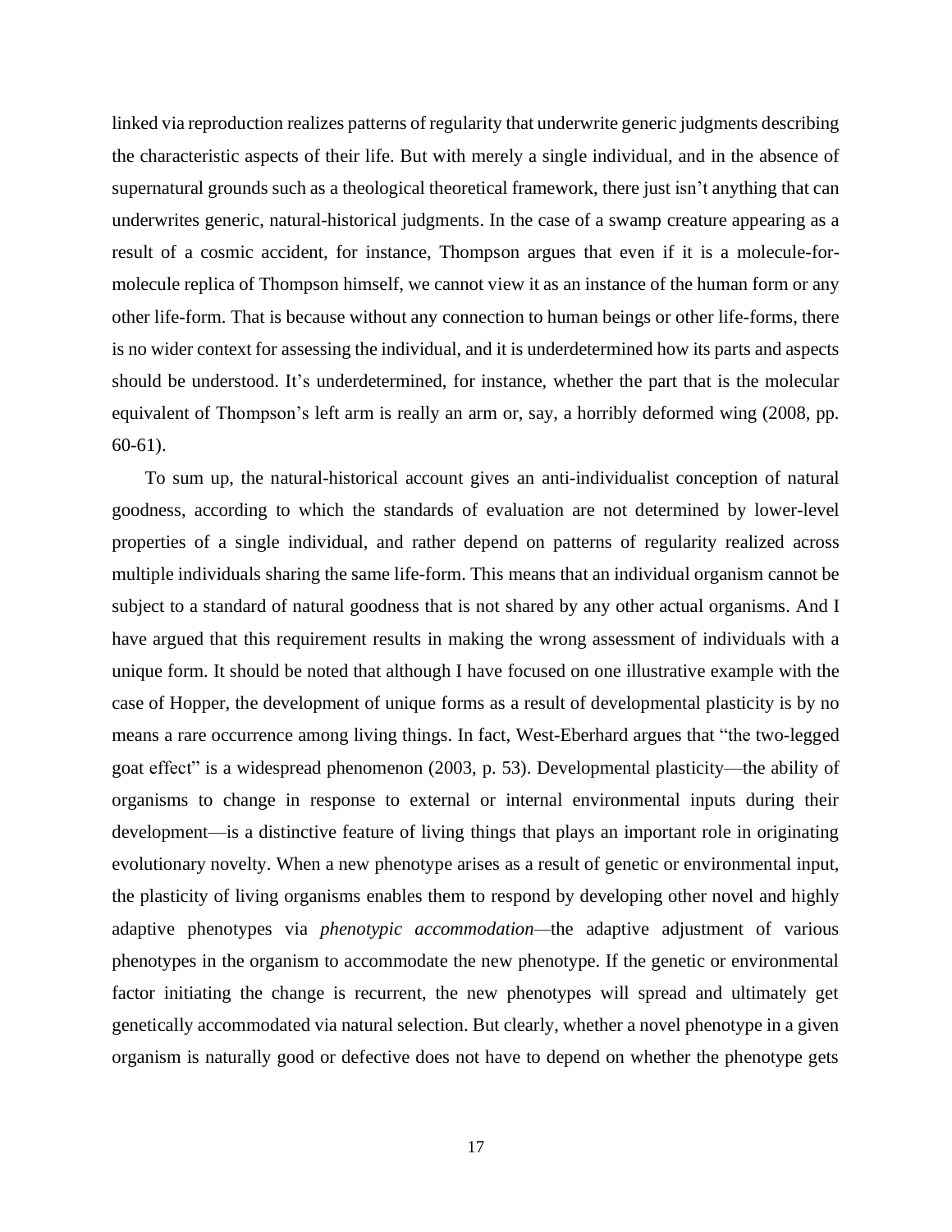linked via reproduction realizes patterns of regularity that underwrite generic judgments describing the characteristic aspects of their life. But with merely a single individual, and in the absence of supernatural grounds such as a theological theoretical framework, there just isn't anything that can underwrites generic, natural-historical judgments. In the case of a swamp creature appearing as a result of a cosmic accident, for instance, Thompson argues that even if it is a molecule-for-molecule replica of Thompson himself, we cannot view it as an instance of the human form or any other life-form. That is because without any connection to human beings or other life-forms, there is no wider context for assessing the individual, and it is underdetermined how its parts and aspects should be understood. It's underdetermined, for instance, whether the part that is the molecular equivalent of Thompson's left arm is really an arm or, say, a horribly deformed wing (2008, pp. 60-61).

To sum up, the natural-historical account gives an anti-individualist conception of natural goodness, according to which the standards of evaluation are not determined by lower-level properties of a single individual, and rather depend on patterns of regularity realized across multiple individuals sharing the same life-form. This means that an individual organism cannot be subject to a standard of natural goodness that is not shared by any other actual organisms. And I have argued that this requirement results in making the wrong assessment of individuals with a unique form. It should be noted that although I have focused on one illustrative example with the case of Hopper, the development of unique forms as a result of developmental plasticity is by no means a rare occurrence among living things. In fact, West-Eberhard argues that "the two-legged goat effect" is a widespread phenomenon (2003, p. 53). Developmental plasticity—the ability of organisms to change in response to external or internal environmental inputs during their development—is a distinctive feature of living things that plays an important role in originating evolutionary novelty. When a new phenotype arises as a result of genetic or environmental input, the plasticity of living organisms enables them to respond by developing other novel and highly adaptive phenotypes via *phenotypic accommodation*—the adaptive adjustment of various phenotypes in the organism to accommodate the new phenotype. If the genetic or environmental factor initiating the change is recurrent, the new phenotypes will spread and ultimately get genetically accommodated via natural selection. But clearly, whether a novel phenotype in a given organism is naturally good or defective does not have to depend on whether the phenotype gets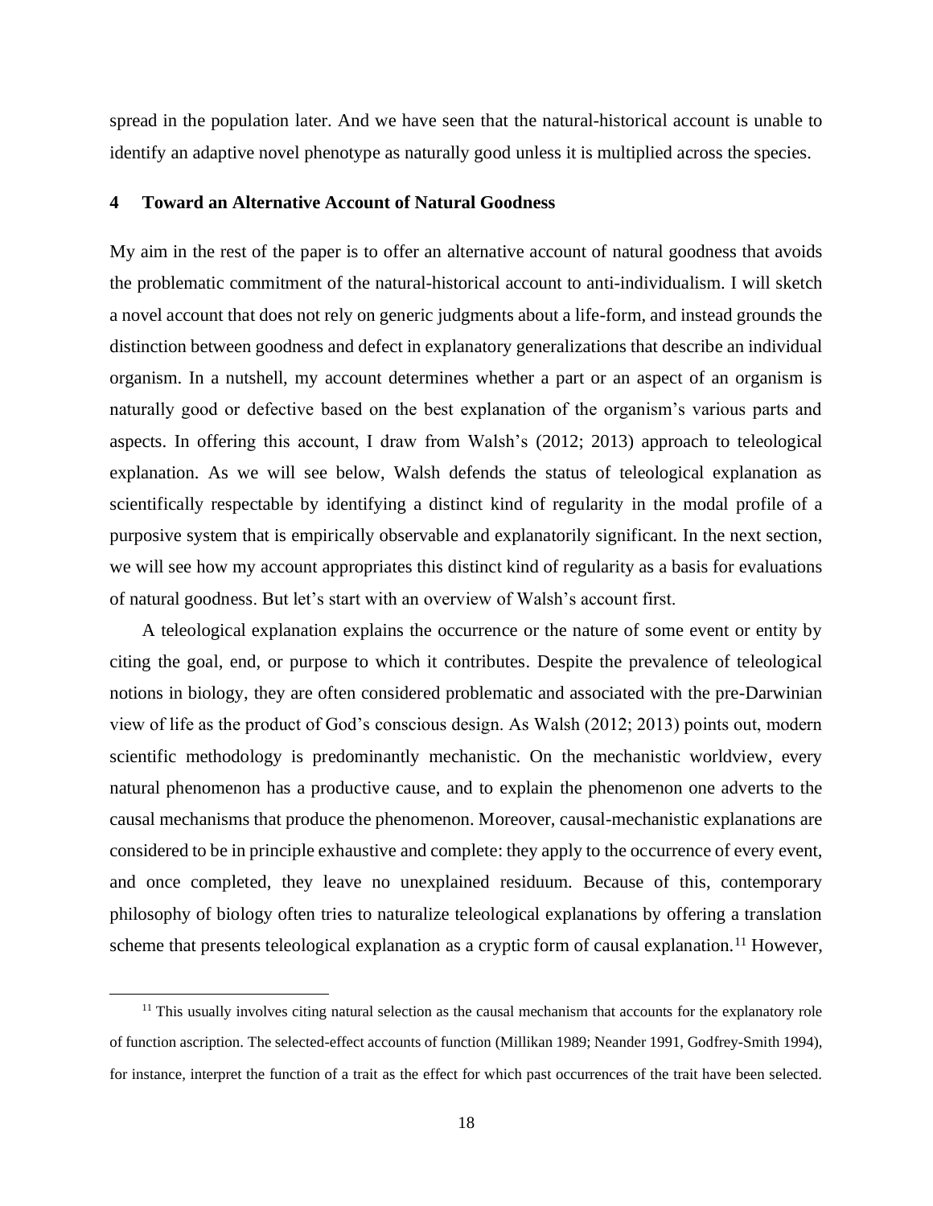spread in the population later. And we have seen that the natural-historical account is unable to identify an adaptive novel phenotype as naturally good unless it is multiplied across the species.

## 4 Toward an Alternative Account of Natural Goodness

My aim in the rest of the paper is to offer an alternative account of natural goodness that avoids the problematic commitment of the natural-historical account to anti-individualism. I will sketch a novel account that does not rely on generic judgments about a life-form, and instead grounds the distinction between goodness and defect in explanatory generalizations that describe an individual organism. In a nutshell, my account determines whether a part or an aspect of an organism is naturally good or defective based on the best explanation of the organism's various parts and aspects. In offering this account, I draw from Walsh's (2012; 2013) approach to teleological explanation. As we will see below, Walsh defends the status of teleological explanation as scientifically respectable by identifying a distinct kind of regularity in the modal profile of a purposive system that is empirically observable and explanatorily significant. In the next section, we will see how my account appropriates this distinct kind of regularity as a basis for evaluations of natural goodness. But let's start with an overview of Walsh's account first.

A teleological explanation explains the occurrence or the nature of some event or entity by citing the goal, end, or purpose to which it contributes. Despite the prevalence of teleological notions in biology, they are often considered problematic and associated with the pre-Darwinian view of life as the product of God's conscious design. As Walsh (2012; 2013) points out, modern scientific methodology is predominantly mechanistic. On the mechanistic worldview, every natural phenomenon has a productive cause, and to explain the phenomenon one adverts to the causal mechanisms that produce the phenomenon. Moreover, causal-mechanistic explanations are considered to be in principle exhaustive and complete: they apply to the occurrence of every event, and once completed, they leave no unexplained residuum. Because of this, contemporary philosophy of biology often tries to naturalize teleological explanations by offering a translation scheme that presents teleological explanation as a cryptic form of causal explanation.[11] However,

[11] This usually involves citing natural selection as the causal mechanism that accounts for the explanatory role of function ascription. The selected-effect accounts of function (Millikan 1989; Neander 1991, Godfrey-Smith 1994), for instance, interpret the function of a trait as the effect for which past occurrences of the trait have been selected.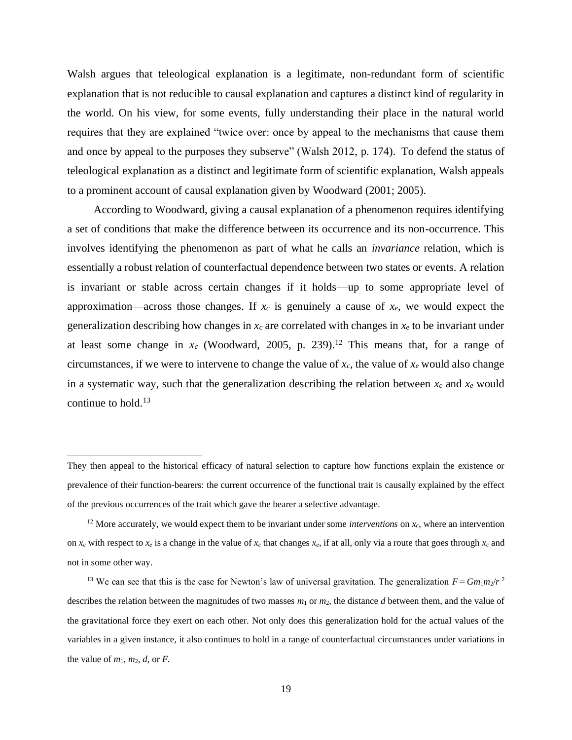Walsh argues that teleological explanation is a legitimate, non-redundant form of scientific explanation that is not reducible to causal explanation and captures a distinct kind of regularity in the world. On his view, for some events, fully understanding their place in the natural world requires that they are explained "twice over: once by appeal to the mechanisms that cause them and once by appeal to the purposes they subserve" (Walsh 2012, p. 174). To defend the status of teleological explanation as a distinct and legitimate form of scientific explanation, Walsh appeals to a prominent account of causal explanation given by Woodward (2001; 2005).

According to Woodward, giving a causal explanation of a phenomenon requires identifying a set of conditions that make the difference between its occurrence and its non-occurrence. This involves identifying the phenomenon as part of what he calls an *invariance* relation, which is essentially a robust relation of counterfactual dependence between two states or events. A relation is invariant or stable across certain changes if it holds—up to some appropriate level of approximation—across those changes. If $x_c$ is genuinely a cause of $x_e$, we would expect the generalization describing how changes in $x_c$ are correlated with changes in $x_e$ to be invariant under at least some change in $x_c$ (Woodward, 2005, p. 239).[12] This means that, for a range of circumstances, if we were to intervene to change the value of $x_c$, the value of $x_e$ would also change in a systematic way, such that the generalization describing the relation between $x_c$ and $x_e$ would continue to hold.[13]

---

They then appeal to the historical efficacy of natural selection to capture how functions explain the existence or prevalence of their function-bearers: the current occurrence of the functional trait is causally explained by the effect of the previous occurrences of the trait which gave the bearer a selective advantage.

[12] More accurately, we would expect them to be invariant under some *interventions* on $x_c$, where an intervention on $x_c$ with respect to $x_e$ is a change in the value of $x_c$ that changes $x_e$, if at all, only via a route that goes through $x_c$ and not in some other way.

[13] We can see that this is the case for Newton's law of universal gravitation. The generalization $F = Gm_1m_2/r^2$ describes the relation between the magnitudes of two masses $m_1$ or $m_2$, the distance $d$ between them, and the value of the gravitational force they exert on each other. Not only does this generalization hold for the actual values of the variables in a given instance, it also continues to hold in a range of counterfactual circumstances under variations in the value of $m_1$, $m_2$, $d$, or $F$.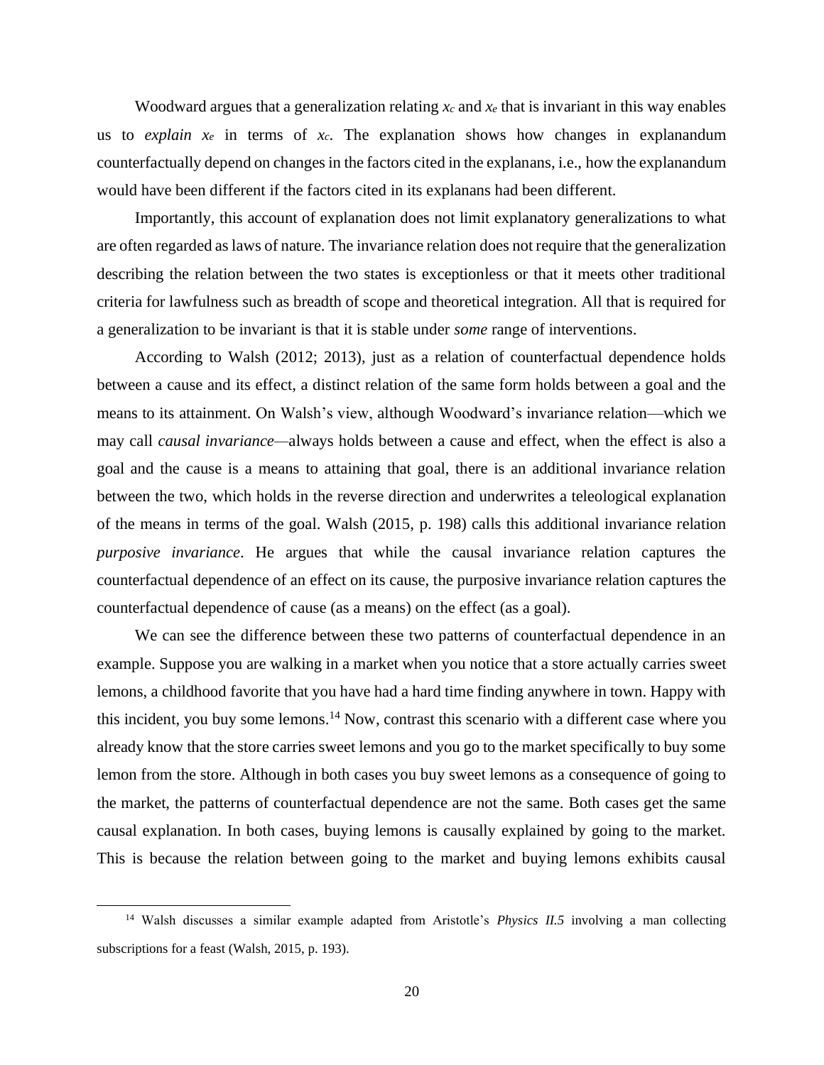Woodward argues that a generalization relating $x_c$ and $x_e$ that is invariant in this way enables us to *explain* $x_e$ in terms of $x_c$. The explanation shows how changes in explanandum counterfactually depend on changes in the factors cited in the explanans, i.e., how the explanandum would have been different if the factors cited in its explanans had been different.

Importantly, this account of explanation does not limit explanatory generalizations to what are often regarded as laws of nature. The invariance relation does not require that the generalization describing the relation between the two states is exceptionless or that it meets other traditional criteria for lawfulness such as breadth of scope and theoretical integration. All that is required for a generalization to be invariant is that it is stable under *some* range of interventions.

According to Walsh (2012; 2013), just as a relation of counterfactual dependence holds between a cause and its effect, a distinct relation of the same form holds between a goal and the means to its attainment. On Walsh's view, although Woodward's invariance relation—which we may call *causal invariance*—always holds between a cause and effect, when the effect is also a goal and the cause is a means to attaining that goal, there is an additional invariance relation between the two, which holds in the reverse direction and underwrites a teleological explanation of the means in terms of the goal. Walsh (2015, p. 198) calls this additional invariance relation *purposive invariance*. He argues that while the causal invariance relation captures the counterfactual dependence of an effect on its cause, the purposive invariance relation captures the counterfactual dependence of cause (as a means) on the effect (as a goal).

We can see the difference between these two patterns of counterfactual dependence in an example. Suppose you are walking in a market when you notice that a store actually carries sweet lemons, a childhood favorite that you have had a hard time finding anywhere in town. Happy with this incident, you buy some lemons.[14] Now, contrast this scenario with a different case where you already know that the store carries sweet lemons and you go to the market specifically to buy some lemon from the store. Although in both cases you buy sweet lemons as a consequence of going to the market, the patterns of counterfactual dependence are not the same. Both cases get the same causal explanation. In both cases, buying lemons is causally explained by going to the market. This is because the relation between going to the market and buying lemons exhibits causal

[14] Walsh discusses a similar example adapted from Aristotle's *Physics II.5* involving a man collecting subscriptions for a feast (Walsh, 2015, p. 193).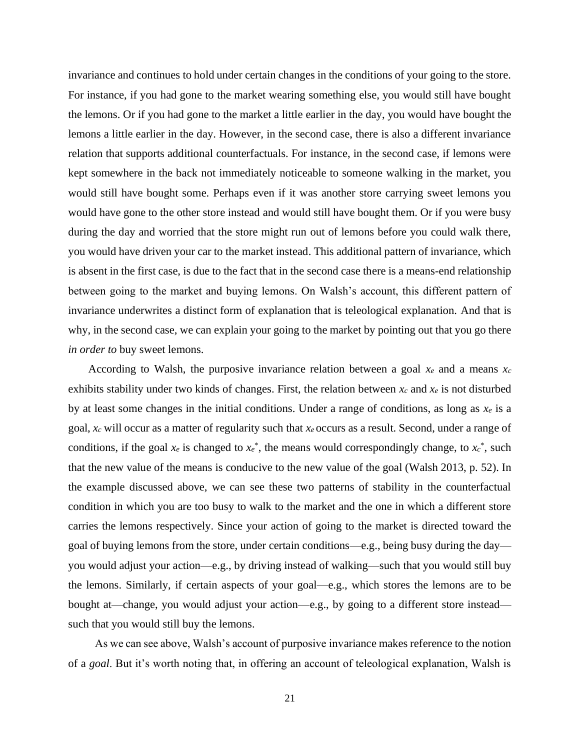invariance and continues to hold under certain changes in the conditions of your going to the store. For instance, if you had gone to the market wearing something else, you would still have bought the lemons. Or if you had gone to the market a little earlier in the day, you would have bought the lemons a little earlier in the day. However, in the second case, there is also a different invariance relation that supports additional counterfactuals. For instance, in the second case, if lemons were kept somewhere in the back not immediately noticeable to someone walking in the market, you would still have bought some. Perhaps even if it was another store carrying sweet lemons you would have gone to the other store instead and would still have bought them. Or if you were busy during the day and worried that the store might run out of lemons before you could walk there, you would have driven your car to the market instead. This additional pattern of invariance, which is absent in the first case, is due to the fact that in the second case there is a means-end relationship between going to the market and buying lemons. On Walsh's account, this different pattern of invariance underwrites a distinct form of explanation that is teleological explanation. And that is why, in the second case, we can explain your going to the market by pointing out that you go there *in order to* buy sweet lemons.

According to Walsh, the purposive invariance relation between a goal $x_e$ and a means $x_c$ exhibits stability under two kinds of changes. First, the relation between $x_c$ and $x_e$ is not disturbed by at least some changes in the initial conditions. Under a range of conditions, as long as $x_e$ is a goal, $x_c$ will occur as a matter of regularity such that $x_e$ occurs as a result. Second, under a range of conditions, if the goal $x_e$ is changed to $x_e^*$, the means would correspondingly change, to $x_c^*$, such that the new value of the means is conducive to the new value of the goal (Walsh 2013, p. 52). In the example discussed above, we can see these two patterns of stability in the counterfactual condition in which you are too busy to walk to the market and the one in which a different store carries the lemons respectively. Since your action of going to the market is directed toward the goal of buying lemons from the store, under certain conditions—e.g., being busy during the day—you would adjust your action—e.g., by driving instead of walking—such that you would still buy the lemons. Similarly, if certain aspects of your goal—e.g., which stores the lemons are to be bought at—change, you would adjust your action—e.g., by going to a different store instead—such that you would still buy the lemons.

As we can see above, Walsh's account of purposive invariance makes reference to the notion of a *goal*. But it's worth noting that, in offering an account of teleological explanation, Walsh is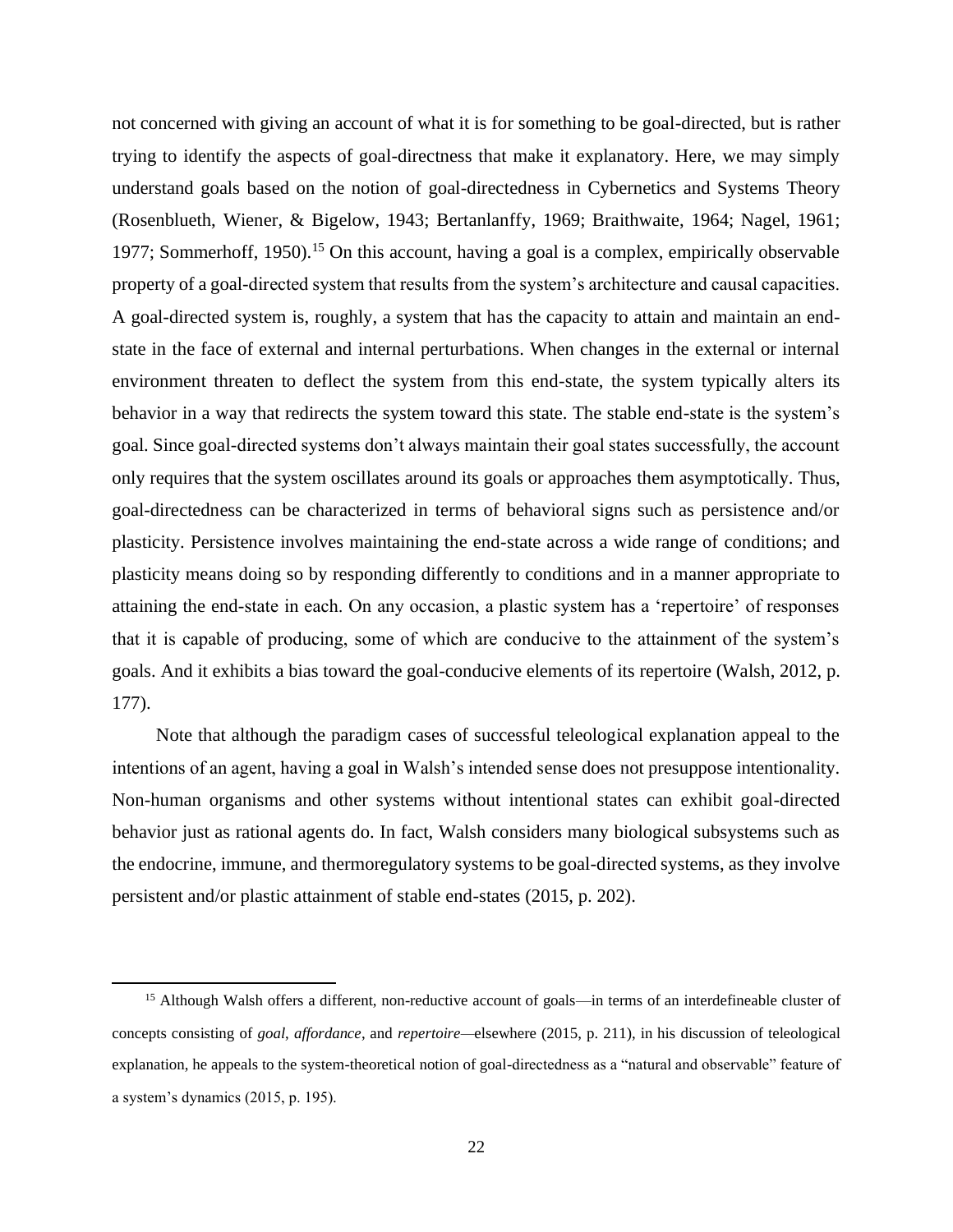not concerned with giving an account of what it is for something to be goal-directed, but is rather trying to identify the aspects of goal-directness that make it explanatory. Here, we may simply understand goals based on the notion of goal-directedness in Cybernetics and Systems Theory (Rosenblueth, Wiener, & Bigelow, 1943; Bertanlanffy, 1969; Braithwaite, 1964; Nagel, 1961; 1977; Sommerhoff, 1950).[15] On this account, having a goal is a complex, empirically observable property of a goal-directed system that results from the system's architecture and causal capacities. A goal-directed system is, roughly, a system that has the capacity to attain and maintain an end-state in the face of external and internal perturbations. When changes in the external or internal environment threaten to deflect the system from this end-state, the system typically alters its behavior in a way that redirects the system toward this state. The stable end-state is the system's goal. Since goal-directed systems don't always maintain their goal states successfully, the account only requires that the system oscillates around its goals or approaches them asymptotically. Thus, goal-directedness can be characterized in terms of behavioral signs such as persistence and/or plasticity. Persistence involves maintaining the end-state across a wide range of conditions; and plasticity means doing so by responding differently to conditions and in a manner appropriate to attaining the end-state in each. On any occasion, a plastic system has a 'repertoire' of responses that it is capable of producing, some of which are conducive to the attainment of the system's goals. And it exhibits a bias toward the goal-conducive elements of its repertoire (Walsh, 2012, p. 177).

Note that although the paradigm cases of successful teleological explanation appeal to the intentions of an agent, having a goal in Walsh's intended sense does not presuppose intentionality. Non-human organisms and other systems without intentional states can exhibit goal-directed behavior just as rational agents do. In fact, Walsh considers many biological subsystems such as the endocrine, immune, and thermoregulatory systems to be goal-directed systems, as they involve persistent and/or plastic attainment of stable end-states (2015, p. 202).

[15] Although Walsh offers a different, non-reductive account of goals—in terms of an interdefineable cluster of concepts consisting of *goal*, *affordance*, and *repertoire*—elsewhere (2015, p. 211), in his discussion of teleological explanation, he appeals to the system-theoretical notion of goal-directedness as a "natural and observable" feature of a system's dynamics (2015, p. 195).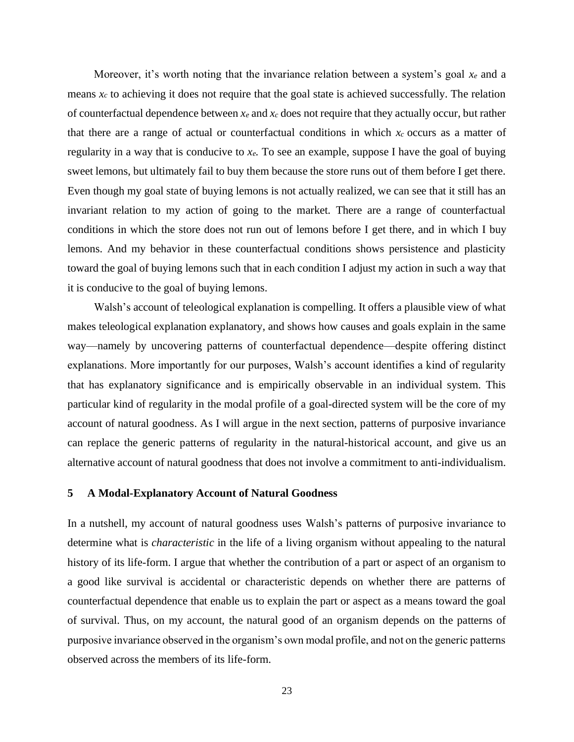Moreover, it's worth noting that the invariance relation between a system's goal $x_e$ and a means $x_c$ to achieving it does not require that the goal state is achieved successfully. The relation of counterfactual dependence between $x_e$ and $x_c$ does not require that they actually occur, but rather that there are a range of actual or counterfactual conditions in which $x_c$ occurs as a matter of regularity in a way that is conducive to $x_e$. To see an example, suppose I have the goal of buying sweet lemons, but ultimately fail to buy them because the store runs out of them before I get there. Even though my goal state of buying lemons is not actually realized, we can see that it still has an invariant relation to my action of going to the market. There are a range of counterfactual conditions in which the store does not run out of lemons before I get there, and in which I buy lemons. And my behavior in these counterfactual conditions shows persistence and plasticity toward the goal of buying lemons such that in each condition I adjust my action in such a way that it is conducive to the goal of buying lemons.

Walsh's account of teleological explanation is compelling. It offers a plausible view of what makes teleological explanation explanatory, and shows how causes and goals explain in the same way—namely by uncovering patterns of counterfactual dependence—despite offering distinct explanations. More importantly for our purposes, Walsh's account identifies a kind of regularity that has explanatory significance and is empirically observable in an individual system. This particular kind of regularity in the modal profile of a goal-directed system will be the core of my account of natural goodness. As I will argue in the next section, patterns of purposive invariance can replace the generic patterns of regularity in the natural-historical account, and give us an alternative account of natural goodness that does not involve a commitment to anti-individualism.

## 5 A Modal-Explanatory Account of Natural Goodness

In a nutshell, my account of natural goodness uses Walsh's patterns of purposive invariance to determine what is *characteristic* in the life of a living organism without appealing to the natural history of its life-form. I argue that whether the contribution of a part or aspect of an organism to a good like survival is accidental or characteristic depends on whether there are patterns of counterfactual dependence that enable us to explain the part or aspect as a means toward the goal of survival. Thus, on my account, the natural good of an organism depends on the patterns of purposive invariance observed in the organism's own modal profile, and not on the generic patterns observed across the members of its life-form.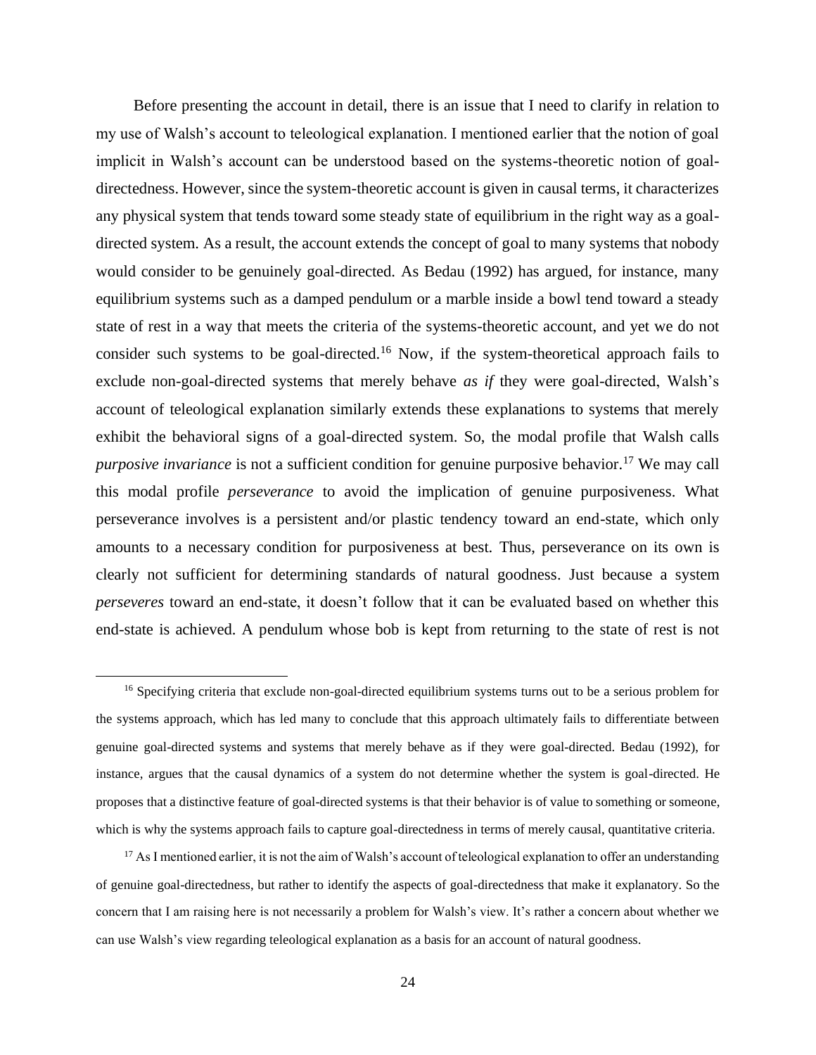Before presenting the account in detail, there is an issue that I need to clarify in relation to my use of Walsh's account to teleological explanation. I mentioned earlier that the notion of goal implicit in Walsh's account can be understood based on the systems-theoretic notion of goal-directedness. However, since the system-theoretic account is given in causal terms, it characterizes any physical system that tends toward some steady state of equilibrium in the right way as a goal-directed system. As a result, the account extends the concept of goal to many systems that nobody would consider to be genuinely goal-directed. As Bedau (1992) has argued, for instance, many equilibrium systems such as a damped pendulum or a marble inside a bowl tend toward a steady state of rest in a way that meets the criteria of the systems-theoretic account, and yet we do not consider such systems to be goal-directed.[16] Now, if the system-theoretical approach fails to exclude non-goal-directed systems that merely behave *as if* they were goal-directed, Walsh's account of teleological explanation similarly extends these explanations to systems that merely exhibit the behavioral signs of a goal-directed system. So, the modal profile that Walsh calls *purposive invariance* is not a sufficient condition for genuine purposive behavior.[17] We may call this modal profile *perseverance* to avoid the implication of genuine purposiveness. What perseverance involves is a persistent and/or plastic tendency toward an end-state, which only amounts to a necessary condition for purposiveness at best. Thus, perseverance on its own is clearly not sufficient for determining standards of natural goodness. Just because a system *perseveres* toward an end-state, it doesn't follow that it can be evaluated based on whether this end-state is achieved. A pendulum whose bob is kept from returning to the state of rest is not

[16] Specifying criteria that exclude non-goal-directed equilibrium systems turns out to be a serious problem for the systems approach, which has led many to conclude that this approach ultimately fails to differentiate between genuine goal-directed systems and systems that merely behave as if they were goal-directed. Bedau (1992), for instance, argues that the causal dynamics of a system do not determine whether the system is goal-directed. He proposes that a distinctive feature of goal-directed systems is that their behavior is of value to something or someone, which is why the systems approach fails to capture goal-directedness in terms of merely causal, quantitative criteria.

[17] As I mentioned earlier, it is not the aim of Walsh's account of teleological explanation to offer an understanding of genuine goal-directedness, but rather to identify the aspects of goal-directedness that make it explanatory. So the concern that I am raising here is not necessarily a problem for Walsh's view. It's rather a concern about whether we can use Walsh's view regarding teleological explanation as a basis for an account of natural goodness.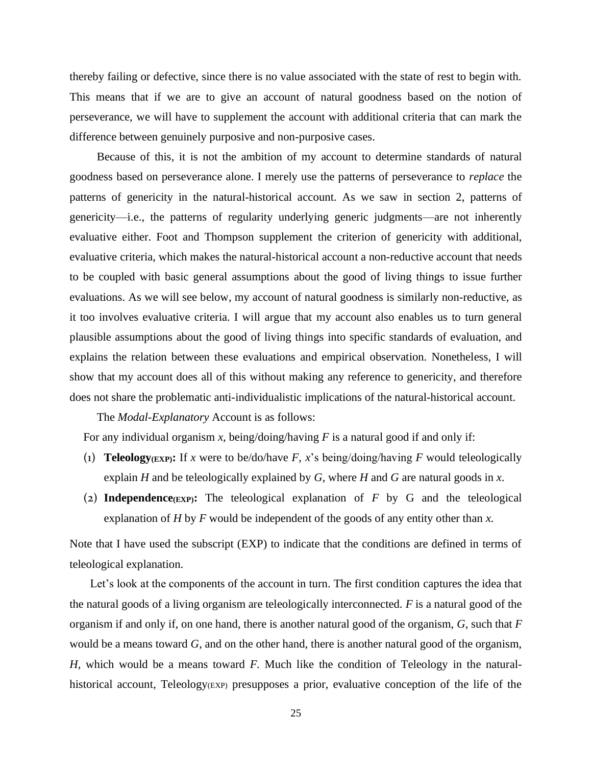thereby failing or defective, since there is no value associated with the state of rest to begin with. This means that if we are to give an account of natural goodness based on the notion of perseverance, we will have to supplement the account with additional criteria that can mark the difference between genuinely purposive and non-purposive cases.

Because of this, it is not the ambition of my account to determine standards of natural goodness based on perseverance alone. I merely use the patterns of perseverance to *replace* the patterns of genericity in the natural-historical account. As we saw in section 2, patterns of genericity—i.e., the patterns of regularity underlying generic judgments—are not inherently evaluative either. Foot and Thompson supplement the criterion of genericity with additional, evaluative criteria, which makes the natural-historical account a non-reductive account that needs to be coupled with basic general assumptions about the good of living things to issue further evaluations. As we will see below, my account of natural goodness is similarly non-reductive, as it too involves evaluative criteria. I will argue that my account also enables us to turn general plausible assumptions about the good of living things into specific standards of evaluation, and explains the relation between these evaluations and empirical observation. Nonetheless, I will show that my account does all of this without making any reference to genericity, and therefore does not share the problematic anti-individualistic implications of the natural-historical account.

The *Modal-Explanatory* Account is as follows:

For any individual organism *x*, being/doing/having *F* is a natural good if and only if:

(1) **Teleology$_{(EXP)}$:** If *x* were to be/do/have *F*, *x*'s being/doing/having *F* would teleologically explain *H* and be teleologically explained by *G*, where *H* and *G* are natural goods in *x*.

(2) **Independence$_{(EXP)}$:** The teleological explanation of *F* by G and the teleological explanation of *H* by *F* would be independent of the goods of any entity other than *x*.

Note that I have used the subscript (EXP) to indicate that the conditions are defined in terms of teleological explanation.

Let's look at the components of the account in turn. The first condition captures the idea that the natural goods of a living organism are teleologically interconnected. *F* is a natural good of the organism if and only if, on one hand, there is another natural good of the organism, *G*, such that *F* would be a means toward *G*, and on the other hand, there is another natural good of the organism, *H*, which would be a means toward *F*. Much like the condition of Teleology in the natural-historical account, Teleology$_{(EXP)}$ presupposes a prior, evaluative conception of the life of the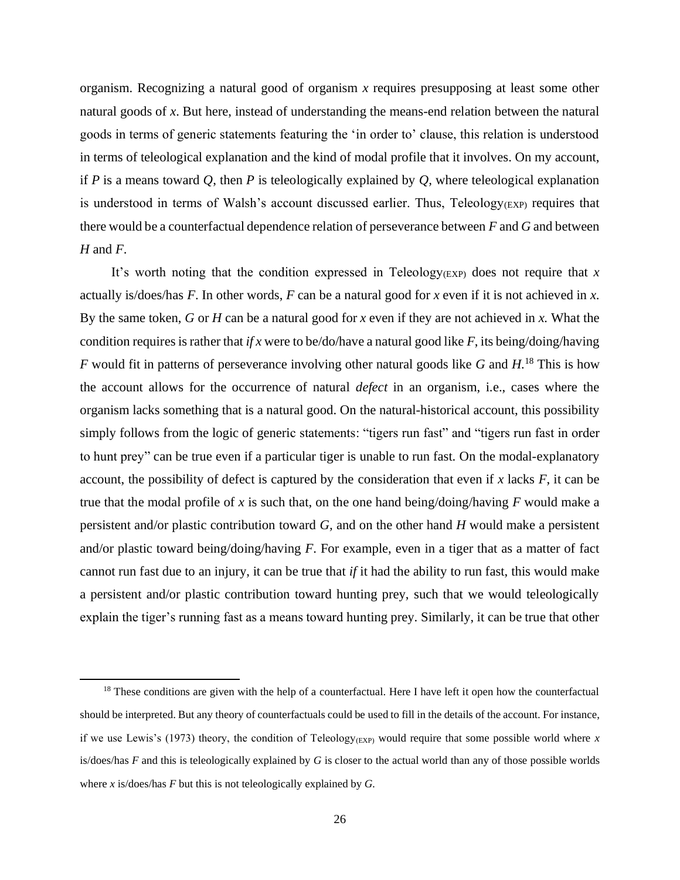organism. Recognizing a natural good of organism *x* requires presupposing at least some other natural goods of *x*. But here, instead of understanding the means-end relation between the natural goods in terms of generic statements featuring the 'in order to' clause, this relation is understood in terms of teleological explanation and the kind of modal profile that it involves. On my account, if *P* is a means toward *Q*, then *P* is teleologically explained by *Q*, where teleological explanation is understood in terms of Walsh's account discussed earlier. Thus, $\text{Teleology}_{(\text{EXP})}$ requires that there would be a counterfactual dependence relation of perseverance between *F* and *G* and between *H* and *F*.

It's worth noting that the condition expressed in $\text{Teleology}_{(\text{EXP})}$ does not require that *x* actually is/does/has *F*. In other words, *F* can be a natural good for *x* even if it is not achieved in *x*. By the same token, *G* or *H* can be a natural good for *x* even if they are not achieved in *x*. What the condition requires is rather that *if x* were to be/do/have a natural good like *F*, its being/doing/having *F* would fit in patterns of perseverance involving other natural goods like *G* and *H*.[18] This is how the account allows for the occurrence of natural *defect* in an organism, i.e., cases where the organism lacks something that is a natural good. On the natural-historical account, this possibility simply follows from the logic of generic statements: "tigers run fast" and "tigers run fast in order to hunt prey" can be true even if a particular tiger is unable to run fast. On the modal-explanatory account, the possibility of defect is captured by the consideration that even if *x* lacks *F*, it can be true that the modal profile of *x* is such that, on the one hand being/doing/having *F* would make a persistent and/or plastic contribution toward *G*, and on the other hand *H* would make a persistent and/or plastic toward being/doing/having *F*. For example, even in a tiger that as a matter of fact cannot run fast due to an injury, it can be true that *if* it had the ability to run fast, this would make a persistent and/or plastic contribution toward hunting prey, such that we would teleologically explain the tiger's running fast as a means toward hunting prey. Similarly, it can be true that other

[18] These conditions are given with the help of a counterfactual. Here I have left it open how the counterfactual should be interpreted. But any theory of counterfactuals could be used to fill in the details of the account. For instance, if we use Lewis's (1973) theory, the condition of $\text{Teleology}_{(\text{EXP})}$ would require that some possible world where *x* is/does/has *F* and this is teleologically explained by *G* is closer to the actual world than any of those possible worlds where *x* is/does/has *F* but this is not teleologically explained by *G*.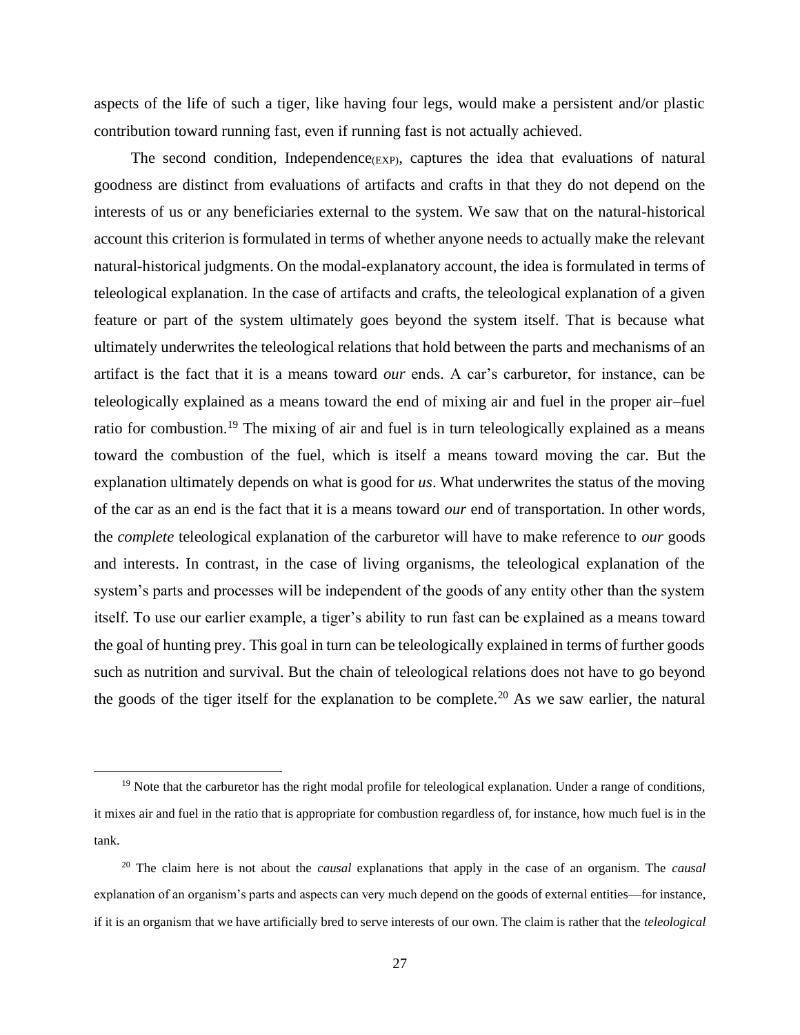aspects of the life of such a tiger, like having four legs, would make a persistent and/or plastic contribution toward running fast, even if running fast is not actually achieved.

The second condition, Independence$_{(EXP)}$, captures the idea that evaluations of natural goodness are distinct from evaluations of artifacts and crafts in that they do not depend on the interests of us or any beneficiaries external to the system. We saw that on the natural-historical account this criterion is formulated in terms of whether anyone needs to actually make the relevant natural-historical judgments. On the modal-explanatory account, the idea is formulated in terms of teleological explanation. In the case of artifacts and crafts, the teleological explanation of a given feature or part of the system ultimately goes beyond the system itself. That is because what ultimately underwrites the teleological relations that hold between the parts and mechanisms of an artifact is the fact that it is a means toward *our* ends. A car's carburetor, for instance, can be teleologically explained as a means toward the end of mixing air and fuel in the proper air–fuel ratio for combustion.[19] The mixing of air and fuel is in turn teleologically explained as a means toward the combustion of the fuel, which is itself a means toward moving the car. But the explanation ultimately depends on what is good for *us*. What underwrites the status of the moving of the car as an end is the fact that it is a means toward *our* end of transportation. In other words, the *complete* teleological explanation of the carburetor will have to make reference to *our* goods and interests. In contrast, in the case of living organisms, the teleological explanation of the system's parts and processes will be independent of the goods of any entity other than the system itself. To use our earlier example, a tiger's ability to run fast can be explained as a means toward the goal of hunting prey. This goal in turn can be teleologically explained in terms of further goods such as nutrition and survival. But the chain of teleological relations does not have to go beyond the goods of the tiger itself for the explanation to be complete.[20] As we saw earlier, the natural

[19] Note that the carburetor has the right modal profile for teleological explanation. Under a range of conditions, it mixes air and fuel in the ratio that is appropriate for combustion regardless of, for instance, how much fuel is in the tank.

[20] The claim here is not about the *causal* explanations that apply in the case of an organism. The *causal* explanation of an organism's parts and aspects can very much depend on the goods of external entities—for instance, if it is an organism that we have artificially bred to serve interests of our own. The claim is rather that the *teleological*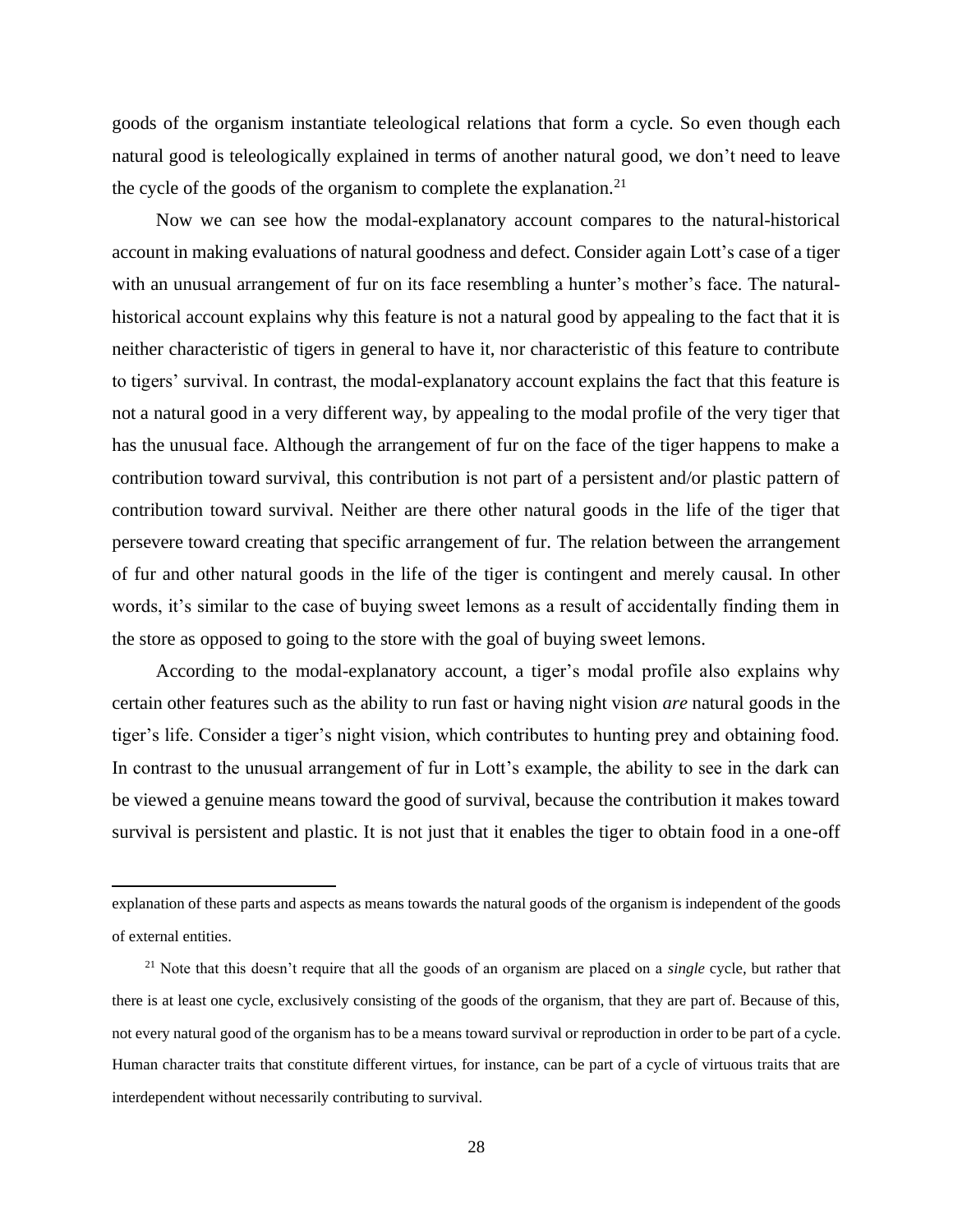goods of the organism instantiate teleological relations that form a cycle. So even though each natural good is teleologically explained in terms of another natural good, we don't need to leave the cycle of the goods of the organism to complete the explanation.[21]

Now we can see how the modal-explanatory account compares to the natural-historical account in making evaluations of natural goodness and defect. Consider again Lott's case of a tiger with an unusual arrangement of fur on its face resembling a hunter's mother's face. The natural-historical account explains why this feature is not a natural good by appealing to the fact that it is neither characteristic of tigers in general to have it, nor characteristic of this feature to contribute to tigers' survival. In contrast, the modal-explanatory account explains the fact that this feature is not a natural good in a very different way, by appealing to the modal profile of the very tiger that has the unusual face. Although the arrangement of fur on the face of the tiger happens to make a contribution toward survival, this contribution is not part of a persistent and/or plastic pattern of contribution toward survival. Neither are there other natural goods in the life of the tiger that persevere toward creating that specific arrangement of fur. The relation between the arrangement of fur and other natural goods in the life of the tiger is contingent and merely causal. In other words, it's similar to the case of buying sweet lemons as a result of accidentally finding them in the store as opposed to going to the store with the goal of buying sweet lemons.

According to the modal-explanatory account, a tiger's modal profile also explains why certain other features such as the ability to run fast or having night vision *are* natural goods in the tiger's life. Consider a tiger's night vision, which contributes to hunting prey and obtaining food. In contrast to the unusual arrangement of fur in Lott's example, the ability to see in the dark can be viewed a genuine means toward the good of survival, because the contribution it makes toward survival is persistent and plastic. It is not just that it enables the tiger to obtain food in a one-off

explanation of these parts and aspects as means towards the natural goods of the organism is independent of the goods of external entities.

[21] Note that this doesn't require that all the goods of an organism are placed on a *single* cycle, but rather that there is at least one cycle, exclusively consisting of the goods of the organism, that they are part of. Because of this, not every natural good of the organism has to be a means toward survival or reproduction in order to be part of a cycle. Human character traits that constitute different virtues, for instance, can be part of a cycle of virtuous traits that are interdependent without necessarily contributing to survival.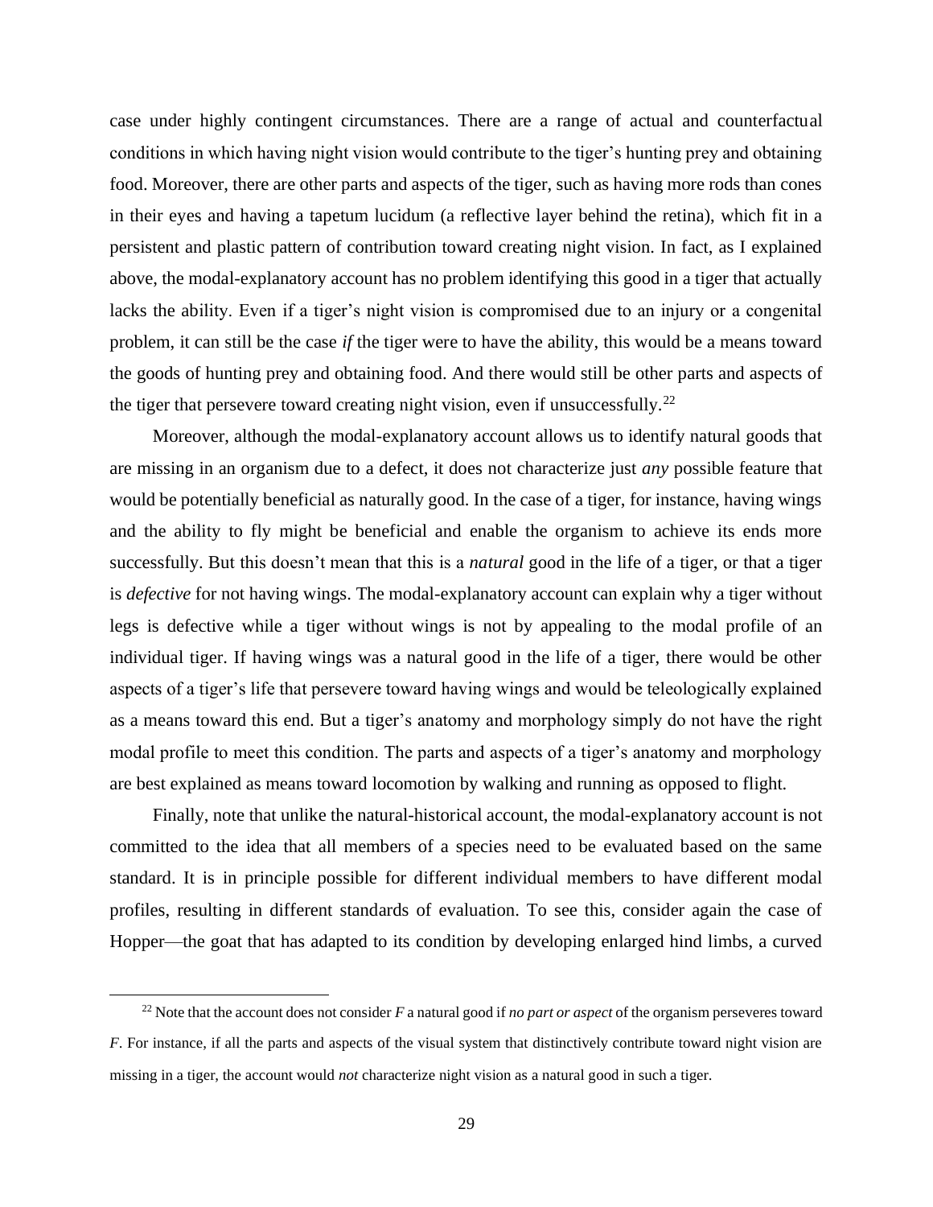case under highly contingent circumstances. There are a range of actual and counterfactual conditions in which having night vision would contribute to the tiger's hunting prey and obtaining food. Moreover, there are other parts and aspects of the tiger, such as having more rods than cones in their eyes and having a tapetum lucidum (a reflective layer behind the retina), which fit in a persistent and plastic pattern of contribution toward creating night vision. In fact, as I explained above, the modal-explanatory account has no problem identifying this good in a tiger that actually lacks the ability. Even if a tiger's night vision is compromised due to an injury or a congenital problem, it can still be the case *if* the tiger were to have the ability, this would be a means toward the goods of hunting prey and obtaining food. And there would still be other parts and aspects of the tiger that persevere toward creating night vision, even if unsuccessfully.[22]

Moreover, although the modal-explanatory account allows us to identify natural goods that are missing in an organism due to a defect, it does not characterize just *any* possible feature that would be potentially beneficial as naturally good. In the case of a tiger, for instance, having wings and the ability to fly might be beneficial and enable the organism to achieve its ends more successfully. But this doesn't mean that this is a *natural* good in the life of a tiger, or that a tiger is *defective* for not having wings. The modal-explanatory account can explain why a tiger without legs is defective while a tiger without wings is not by appealing to the modal profile of an individual tiger. If having wings was a natural good in the life of a tiger, there would be other aspects of a tiger's life that persevere toward having wings and would be teleologically explained as a means toward this end. But a tiger's anatomy and morphology simply do not have the right modal profile to meet this condition. The parts and aspects of a tiger's anatomy and morphology are best explained as means toward locomotion by walking and running as opposed to flight.

Finally, note that unlike the natural-historical account, the modal-explanatory account is not committed to the idea that all members of a species need to be evaluated based on the same standard. It is in principle possible for different individual members to have different modal profiles, resulting in different standards of evaluation. To see this, consider again the case of Hopper—the goat that has adapted to its condition by developing enlarged hind limbs, a curved

[22] Note that the account does not consider *F* a natural good if *no part or aspect* of the organism perseveres toward *F*. For instance, if all the parts and aspects of the visual system that distinctively contribute toward night vision are missing in a tiger, the account would *not* characterize night vision as a natural good in such a tiger.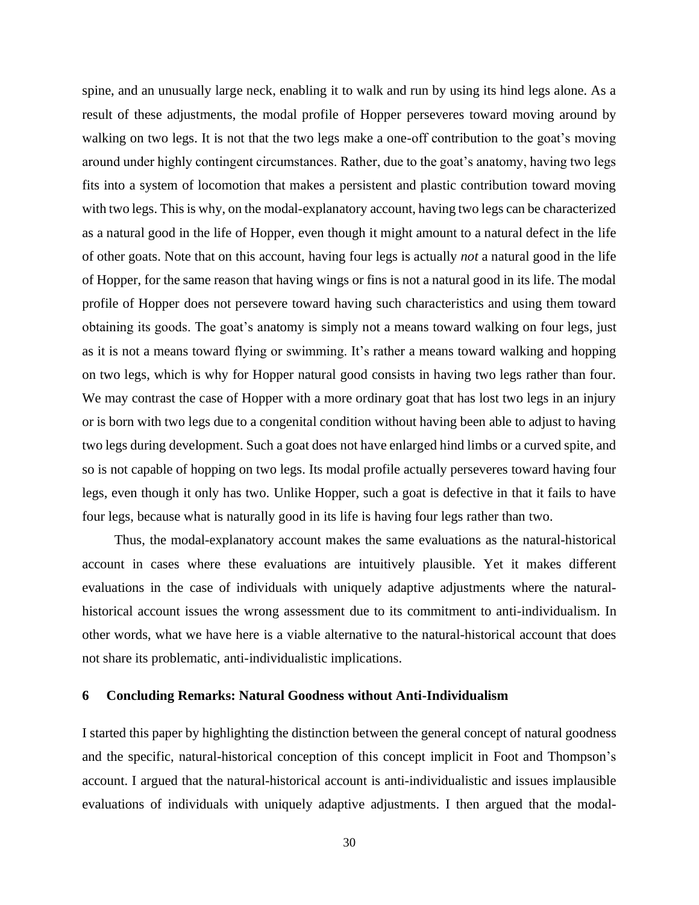spine, and an unusually large neck, enabling it to walk and run by using its hind legs alone. As a result of these adjustments, the modal profile of Hopper perseveres toward moving around by walking on two legs. It is not that the two legs make a one-off contribution to the goat's moving around under highly contingent circumstances. Rather, due to the goat's anatomy, having two legs fits into a system of locomotion that makes a persistent and plastic contribution toward moving with two legs. This is why, on the modal-explanatory account, having two legs can be characterized as a natural good in the life of Hopper, even though it might amount to a natural defect in the life of other goats. Note that on this account, having four legs is actually *not* a natural good in the life of Hopper, for the same reason that having wings or fins is not a natural good in its life. The modal profile of Hopper does not persevere toward having such characteristics and using them toward obtaining its goods. The goat's anatomy is simply not a means toward walking on four legs, just as it is not a means toward flying or swimming. It's rather a means toward walking and hopping on two legs, which is why for Hopper natural good consists in having two legs rather than four. We may contrast the case of Hopper with a more ordinary goat that has lost two legs in an injury or is born with two legs due to a congenital condition without having been able to adjust to having two legs during development. Such a goat does not have enlarged hind limbs or a curved spite, and so is not capable of hopping on two legs. Its modal profile actually perseveres toward having four legs, even though it only has two. Unlike Hopper, such a goat is defective in that it fails to have four legs, because what is naturally good in its life is having four legs rather than two.

Thus, the modal-explanatory account makes the same evaluations as the natural-historical account in cases where these evaluations are intuitively plausible. Yet it makes different evaluations in the case of individuals with uniquely adaptive adjustments where the natural-historical account issues the wrong assessment due to its commitment to anti-individualism. In other words, what we have here is a viable alternative to the natural-historical account that does not share its problematic, anti-individualistic implications.

## 6 Concluding Remarks: Natural Goodness without Anti-Individualism

I started this paper by highlighting the distinction between the general concept of natural goodness and the specific, natural-historical conception of this concept implicit in Foot and Thompson's account. I argued that the natural-historical account is anti-individualistic and issues implausible evaluations of individuals with uniquely adaptive adjustments. I then argued that the modal-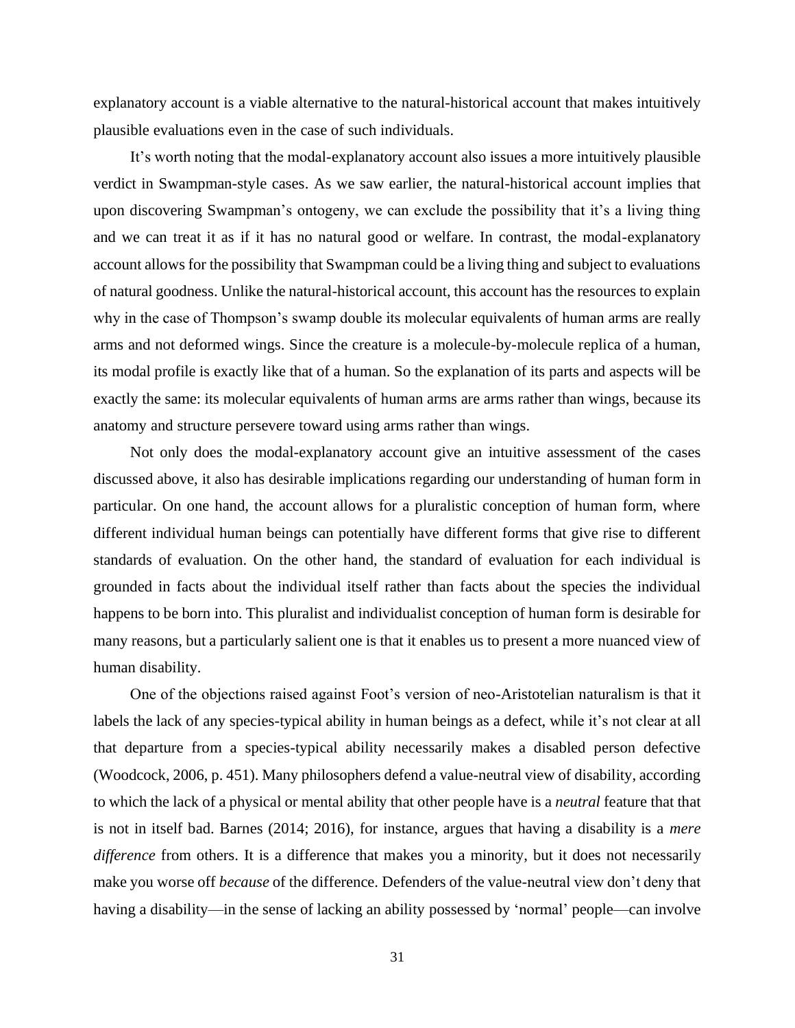explanatory account is a viable alternative to the natural-historical account that makes intuitively plausible evaluations even in the case of such individuals.

It's worth noting that the modal-explanatory account also issues a more intuitively plausible verdict in Swampman-style cases. As we saw earlier, the natural-historical account implies that upon discovering Swampman's ontogeny, we can exclude the possibility that it's a living thing and we can treat it as if it has no natural good or welfare. In contrast, the modal-explanatory account allows for the possibility that Swampman could be a living thing and subject to evaluations of natural goodness. Unlike the natural-historical account, this account has the resources to explain why in the case of Thompson's swamp double its molecular equivalents of human arms are really arms and not deformed wings. Since the creature is a molecule-by-molecule replica of a human, its modal profile is exactly like that of a human. So the explanation of its parts and aspects will be exactly the same: its molecular equivalents of human arms are arms rather than wings, because its anatomy and structure persevere toward using arms rather than wings.

Not only does the modal-explanatory account give an intuitive assessment of the cases discussed above, it also has desirable implications regarding our understanding of human form in particular. On one hand, the account allows for a pluralistic conception of human form, where different individual human beings can potentially have different forms that give rise to different standards of evaluation. On the other hand, the standard of evaluation for each individual is grounded in facts about the individual itself rather than facts about the species the individual happens to be born into. This pluralist and individualist conception of human form is desirable for many reasons, but a particularly salient one is that it enables us to present a more nuanced view of human disability.

One of the objections raised against Foot's version of neo-Aristotelian naturalism is that it labels the lack of any species-typical ability in human beings as a defect, while it's not clear at all that departure from a species-typical ability necessarily makes a disabled person defective (Woodcock, 2006, p. 451). Many philosophers defend a value-neutral view of disability, according to which the lack of a physical or mental ability that other people have is a *neutral* feature that that is not in itself bad. Barnes (2014; 2016), for instance, argues that having a disability is a *mere difference* from others. It is a difference that makes you a minority, but it does not necessarily make you worse off *because* of the difference. Defenders of the value-neutral view don't deny that having a disability—in the sense of lacking an ability possessed by 'normal' people—can involve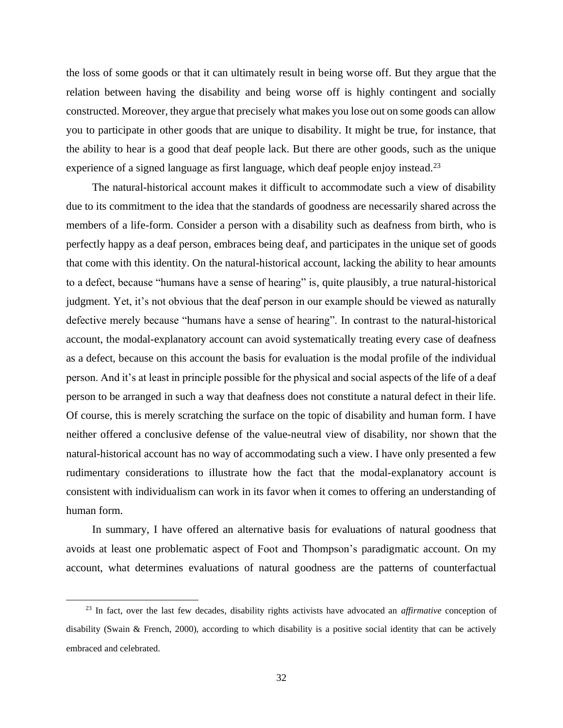the loss of some goods or that it can ultimately result in being worse off. But they argue that the relation between having the disability and being worse off is highly contingent and socially constructed. Moreover, they argue that precisely what makes you lose out on some goods can allow you to participate in other goods that are unique to disability. It might be true, for instance, that the ability to hear is a good that deaf people lack. But there are other goods, such as the unique experience of a signed language as first language, which deaf people enjoy instead.[23]

The natural-historical account makes it difficult to accommodate such a view of disability due to its commitment to the idea that the standards of goodness are necessarily shared across the members of a life-form. Consider a person with a disability such as deafness from birth, who is perfectly happy as a deaf person, embraces being deaf, and participates in the unique set of goods that come with this identity. On the natural-historical account, lacking the ability to hear amounts to a defect, because "humans have a sense of hearing" is, quite plausibly, a true natural-historical judgment. Yet, it's not obvious that the deaf person in our example should be viewed as naturally defective merely because "humans have a sense of hearing". In contrast to the natural-historical account, the modal-explanatory account can avoid systematically treating every case of deafness as a defect, because on this account the basis for evaluation is the modal profile of the individual person. And it's at least in principle possible for the physical and social aspects of the life of a deaf person to be arranged in such a way that deafness does not constitute a natural defect in their life. Of course, this is merely scratching the surface on the topic of disability and human form. I have neither offered a conclusive defense of the value-neutral view of disability, nor shown that the natural-historical account has no way of accommodating such a view. I have only presented a few rudimentary considerations to illustrate how the fact that the modal-explanatory account is consistent with individualism can work in its favor when it comes to offering an understanding of human form.

In summary, I have offered an alternative basis for evaluations of natural goodness that avoids at least one problematic aspect of Foot and Thompson's paradigmatic account. On my account, what determines evaluations of natural goodness are the patterns of counterfactual

[23] In fact, over the last few decades, disability rights activists have advocated an *affirmative* conception of disability (Swain & French, 2000), according to which disability is a positive social identity that can be actively embraced and celebrated.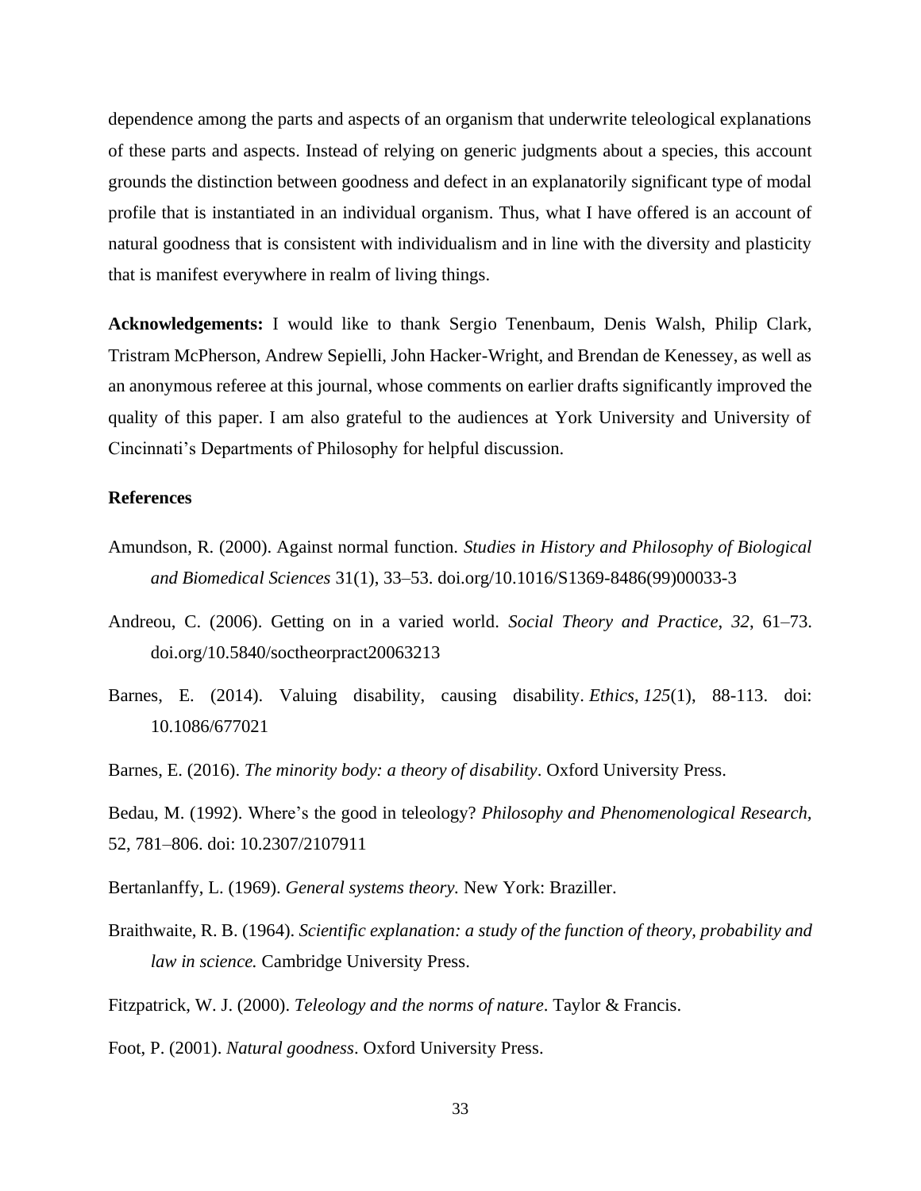dependence among the parts and aspects of an organism that underwrite teleological explanations of these parts and aspects. Instead of relying on generic judgments about a species, this account grounds the distinction between goodness and defect in an explanatorily significant type of modal profile that is instantiated in an individual organism. Thus, what I have offered is an account of natural goodness that is consistent with individualism and in line with the diversity and plasticity that is manifest everywhere in realm of living things.

**Acknowledgements:** I would like to thank Sergio Tenenbaum, Denis Walsh, Philip Clark, Tristram McPherson, Andrew Sepielli, John Hacker-Wright, and Brendan de Kenessey, as well as an anonymous referee at this journal, whose comments on earlier drafts significantly improved the quality of this paper. I am also grateful to the audiences at York University and University of Cincinnati's Departments of Philosophy for helpful discussion.

## References

Amundson, R. (2000). Against normal function. *Studies in History and Philosophy of Biological and Biomedical Sciences* 31(1), 33–53. doi.org/10.1016/S1369-8486(99)00033-3

Andreou, C. (2006). Getting on in a varied world. *Social Theory and Practice*, *32*, 61–73. doi.org/10.5840/soctheorpract20063213

Barnes, E. (2014). Valuing disability, causing disability. *Ethics*, *125*(1), 88-113. doi: 10.1086/677021

Barnes, E. (2016). *The minority body: a theory of disability*. Oxford University Press.

Bedau, M. (1992). Where's the good in teleology? *Philosophy and Phenomenological Research,* 52, 781–806. doi: 10.2307/2107911

Bertanlanffy, L. (1969). *General systems theory.* New York: Braziller.

Braithwaite, R. B. (1964). *Scientific explanation: a study of the function of theory, probability and law in science.* Cambridge University Press.

Fitzpatrick, W. J. (2000). *Teleology and the norms of nature*. Taylor & Francis.

Foot, P. (2001). *Natural goodness*. Oxford University Press.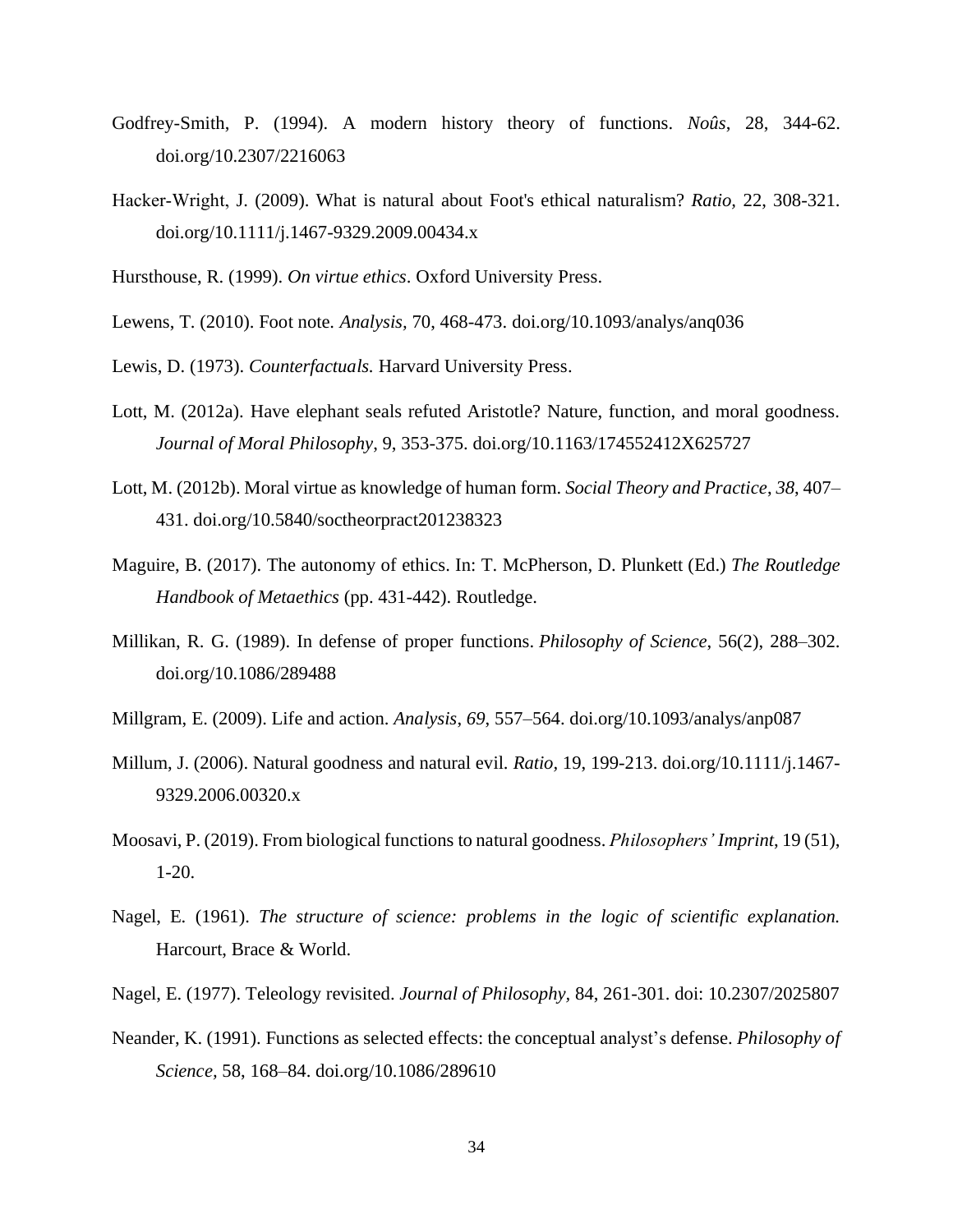Godfrey-Smith, P. (1994). A modern history theory of functions. *Noûs*, 28, 344-62. doi.org/10.2307/2216063

Hacker-Wright, J. (2009). What is natural about Foot's ethical naturalism? *Ratio*, 22, 308-321. doi.org/10.1111/j.1467-9329.2009.00434.x

Hursthouse, R. (1999). *On virtue ethics*. Oxford University Press.

Lewens, T. (2010). Foot note. *Analysis,* 70, 468-473. doi.org/10.1093/analys/anq036

Lewis, D. (1973). *Counterfactuals.* Harvard University Press.

Lott, M. (2012a). Have elephant seals refuted Aristotle? Nature, function, and moral goodness. *Journal of Moral Philosophy*, 9, 353-375. doi.org/10.1163/174552412X625727

Lott, M. (2012b). Moral virtue as knowledge of human form. *Social Theory and Practice*, *38*, 407–431. doi.org/10.5840/soctheorpract201238323

Maguire, B. (2017). The autonomy of ethics. In: T. McPherson, D. Plunkett (Ed.) *The Routledge Handbook of Metaethics* (pp. 431-442). Routledge.

Millikan, R. G. (1989). In defense of proper functions. *Philosophy of Science*, 56(2), 288–302. doi.org/10.1086/289488

Millgram, E. (2009). Life and action. *Analysis*, *69*, 557–564. doi.org/10.1093/analys/anp087

Millum, J. (2006). Natural goodness and natural evil. *Ratio,* 19, 199-213. doi.org/10.1111/j.1467-9329.2006.00320.x

Moosavi, P. (2019). From biological functions to natural goodness. *Philosophers' Imprint*, 19 (51), 1-20.

Nagel, E. (1961). *The structure of science: problems in the logic of scientific explanation.* Harcourt, Brace & World.

Nagel, E. (1977). Teleology revisited. *Journal of Philosophy*, 84, 261-301. doi: 10.2307/2025807

Neander, K. (1991). Functions as selected effects: the conceptual analyst's defense. *Philosophy of Science,* 58, 168–84. doi.org/10.1086/289610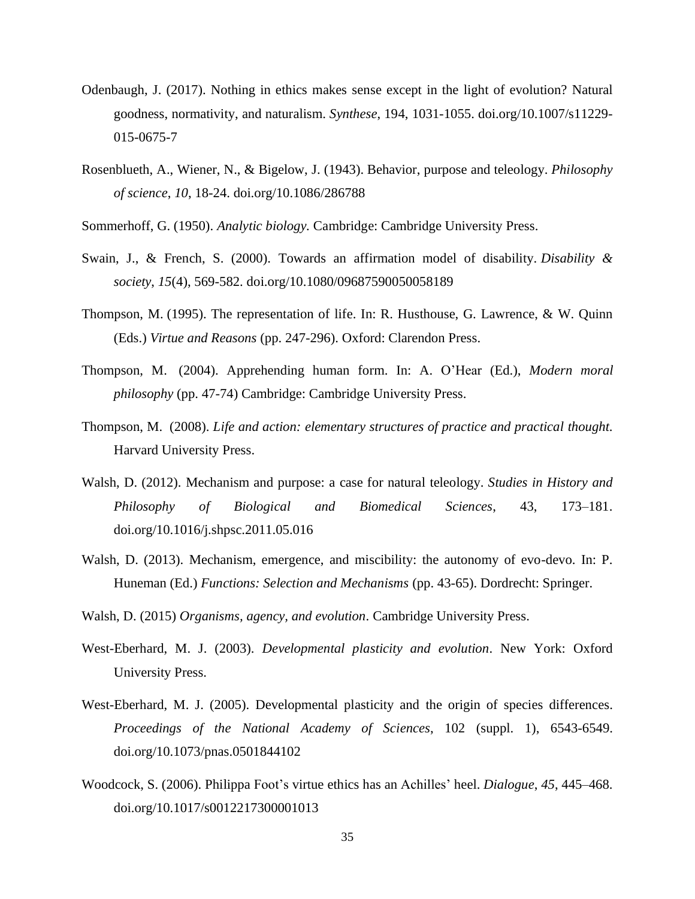Odenbaugh, J. (2017). Nothing in ethics makes sense except in the light of evolution? Natural goodness, normativity, and naturalism. *Synthese*, 194, 1031-1055. doi.org/10.1007/s11229-015-0675-7

Rosenblueth, A., Wiener, N., & Bigelow, J. (1943). Behavior, purpose and teleology. *Philosophy of science*, *10*, 18-24. doi.org/10.1086/286788

Sommerhoff, G. (1950). *Analytic biology*. Cambridge: Cambridge University Press.

Swain, J., & French, S. (2000). Towards an affirmation model of disability. *Disability & society*, *15*(4), 569-582. doi.org/10.1080/09687590050058189

Thompson, M. (1995). The representation of life. In: R. Husthouse, G. Lawrence, & W. Quinn (Eds.) *Virtue and Reasons* (pp. 247-296). Oxford: Clarendon Press.

Thompson, M. (2004). Apprehending human form. In: A. O'Hear (Ed.), *Modern moral philosophy* (pp. 47-74) Cambridge: Cambridge University Press.

Thompson, M. (2008). *Life and action: elementary structures of practice and practical thought.* Harvard University Press.

Walsh, D. (2012). Mechanism and purpose: a case for natural teleology. *Studies in History and Philosophy of Biological and Biomedical Sciences*, 43, 173–181. doi.org/10.1016/j.shpsc.2011.05.016

Walsh, D. (2013). Mechanism, emergence, and miscibility: the autonomy of evo-devo. In: P. Huneman (Ed.) *Functions: Selection and Mechanisms* (pp. 43-65). Dordrecht: Springer.

Walsh, D. (2015) *Organisms, agency, and evolution*. Cambridge University Press.

West-Eberhard, M. J. (2003). *Developmental plasticity and evolution*. New York: Oxford University Press.

West-Eberhard, M. J. (2005). Developmental plasticity and the origin of species differences. *Proceedings of the National Academy of Sciences*, 102 (suppl. 1), 6543-6549. doi.org/10.1073/pnas.0501844102

Woodcock, S. (2006). Philippa Foot's virtue ethics has an Achilles' heel. *Dialogue*, *45*, 445–468. doi.org/10.1017/s0012217300001013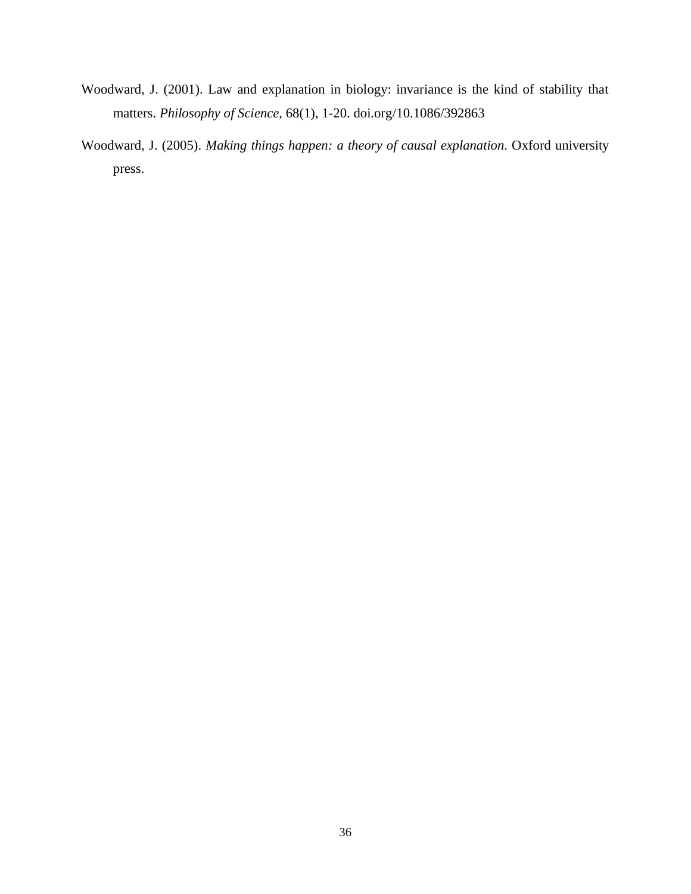Woodward, J. (2001). Law and explanation in biology: invariance is the kind of stability that matters. *Philosophy of Science*, 68(1), 1-20. doi.org/10.1086/392863

Woodward, J. (2005). *Making things happen: a theory of causal explanation*. Oxford university press.